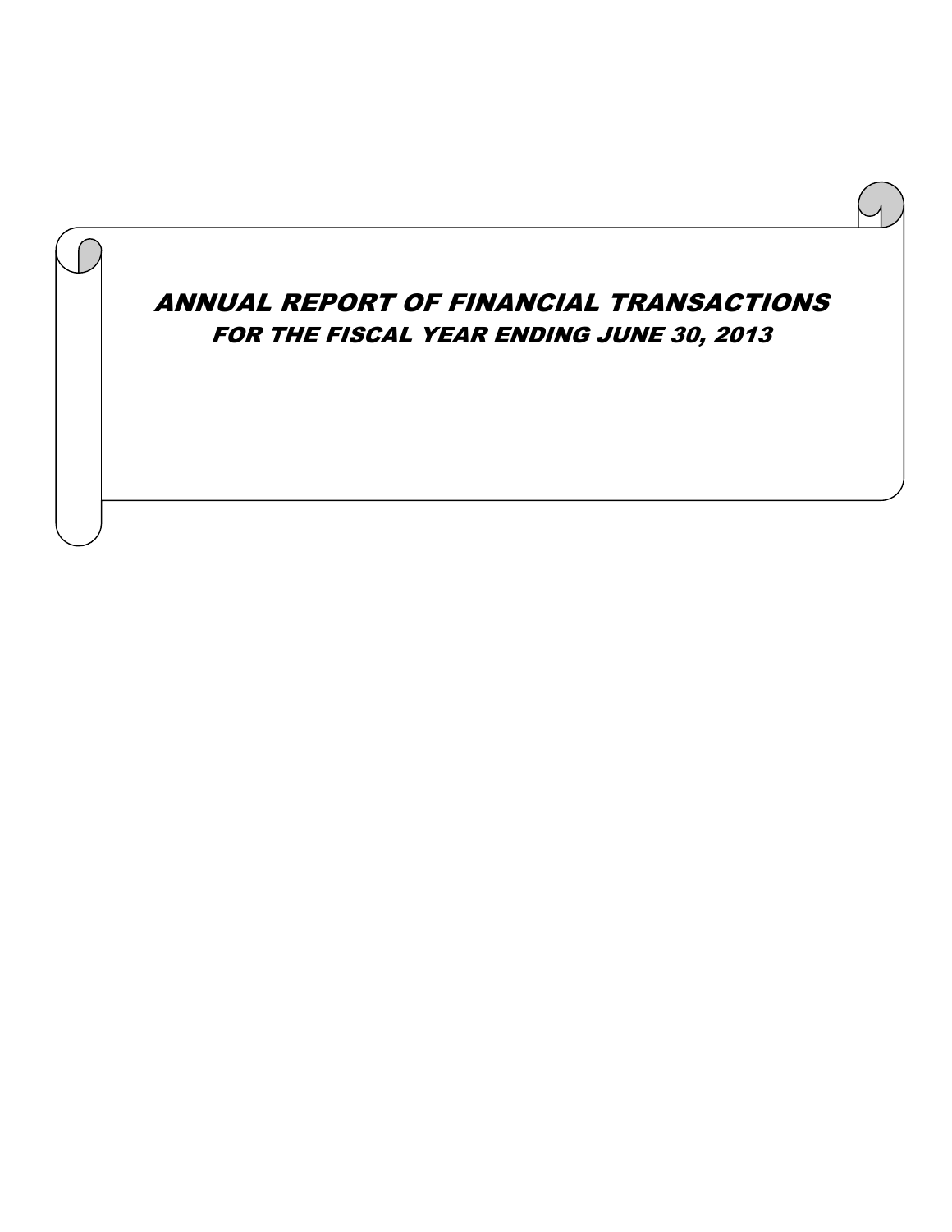# ANNUAL REPORT OF FINANCIAL TRANSACTIONS

## FOR THE FISCAL YEAR ENDING JUNE 30, 2013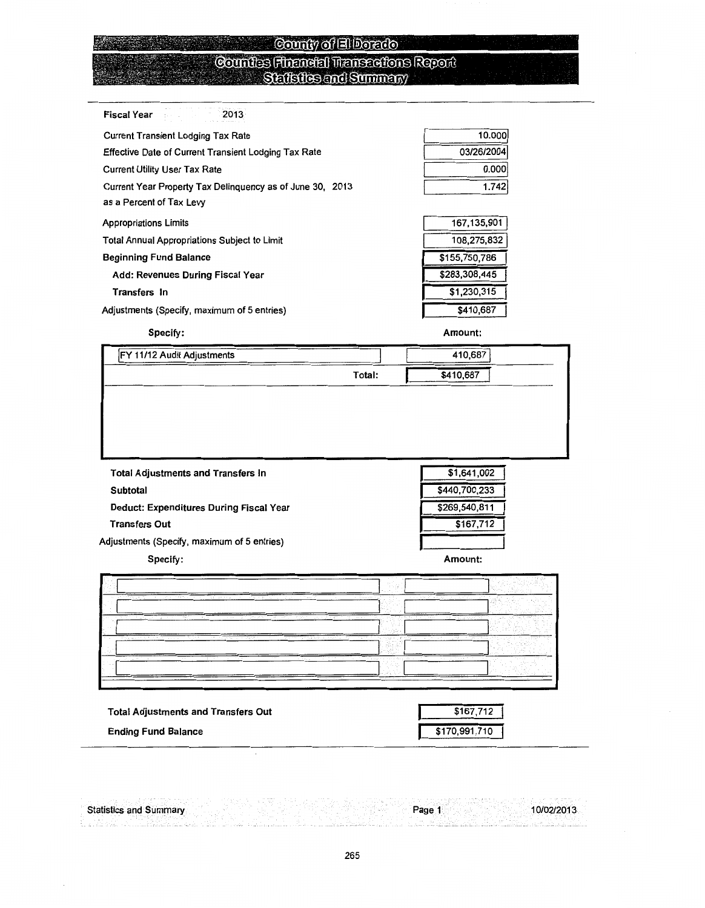# County of El Dorado

## Counties Financial Transactions Report

### Statistics and Summary

**Fiscal Year** 2013

| | |
|---|---|
| Current Transient Lodging Tax Rate | 10.000 |
| Effective Date of Current Transient Lodging Tax Rate | 03/26/2004 |
| Current Utility User Tax Rate | 0.000 |
| Current Year Property Tax Delinquency as of June 30, 2013 as a Percent of Tax Levy | 1.742 |
| Appropriations Limits | 167,135,901 |
| Total Annual Appropriations Subject to Limit | 108,275,832 |
| **Beginning Fund Balance** | $155,750,786 |
| **Add: Revenues During Fiscal Year** | $283,308,445 |
| **Transfers In** | $1,230,315 |
| Adjustments (Specify, maximum of 5 entries) | $410,687 |

| **Specify:** | **Amount:** |
|---|---|
| FY 11/12 Audit Adjustments | 410,687 |
| Total: | $410,687 |

| | |
|---|---|
| **Total Adjustments and Transfers In** | $1,641,002 |
| **Subtotal** | $440,700,233 |
| **Deduct: Expenditures During Fiscal Year** | $269,540,811 |
| **Transfers Out** | $167,712 |
| Adjustments (Specify, maximum of 5 entries) | |

| **Specify:** | **Amount:** |
|---|---|
| | |
| | |
| | |
| | |
| | |

| | |
|---|---|
| **Total Adjustments and Transfers Out** | $167,712 |
| **Ending Fund Balance** | $170,991,710 |

Statistics and Summary 10/02/2013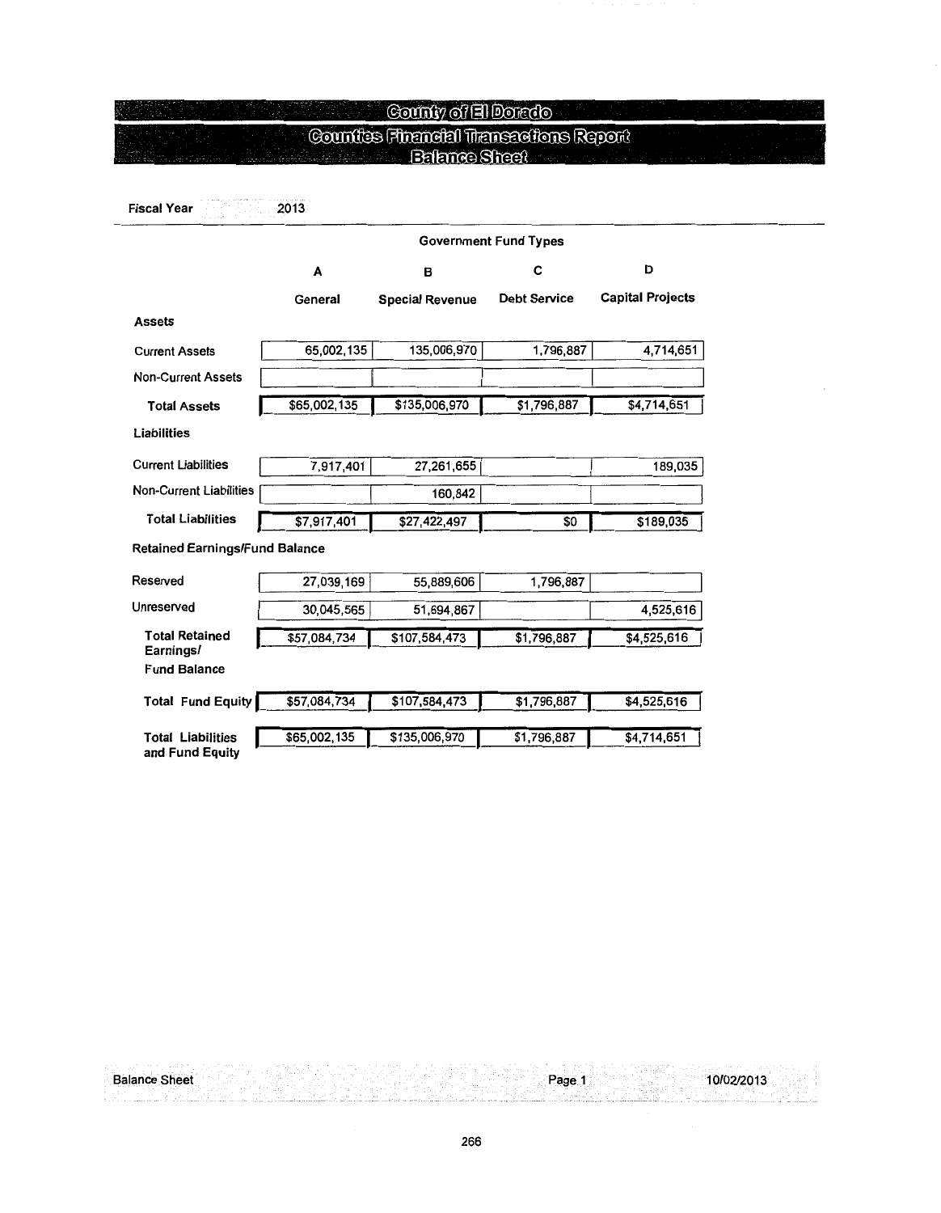# County of El Dorado

## Counties Financial Transactions Report

### Balance Sheet

**Fiscal Year** 2013

| | Government Fund Types | | | |
|---|---|---|---|---|
| | **A** | **B** | **C** | **D** |
| | **General** | **Special Revenue** | **Debt Service** | **Capital Projects** |
| **Assets** | | | | |
| Current Assets | 65,002,135 | 135,006,970 | 1,796,887 | 4,714,651 |
| Non-Current Assets | | | | |
| **Total Assets** | $65,002,135 | $135,006,970 | $1,796,887 | $4,714,651 |
| **Liabilities** | | | | |
| Current Liabilities | 7,917,401 | 27,261,655 | | 189,035 |
| Non-Current Liabilities | | 160,842 | | |
| **Total Liabilities** | $7,917,401 | $27,422,497 | $0 | $189,035 |
| **Retained Earnings/Fund Balance** | | | | |
| Reserved | 27,039,169 | 55,889,606 | 1,796,887 | |
| Unreserved | 30,045,565 | 51,694,867 | | 4,525,616 |
| **Total Retained Earnings/ Fund Balance** | $57,084,734 | $107,584,473 | $1,796,887 | $4,525,616 |
| **Total Fund Equity** | $57,084,734 | $107,584,473 | $1,796,887 | $4,525,616 |
| **Total Liabilities and Fund Equity** | $65,002,135 | $135,006,970 | $1,796,887 | $4,714,651 |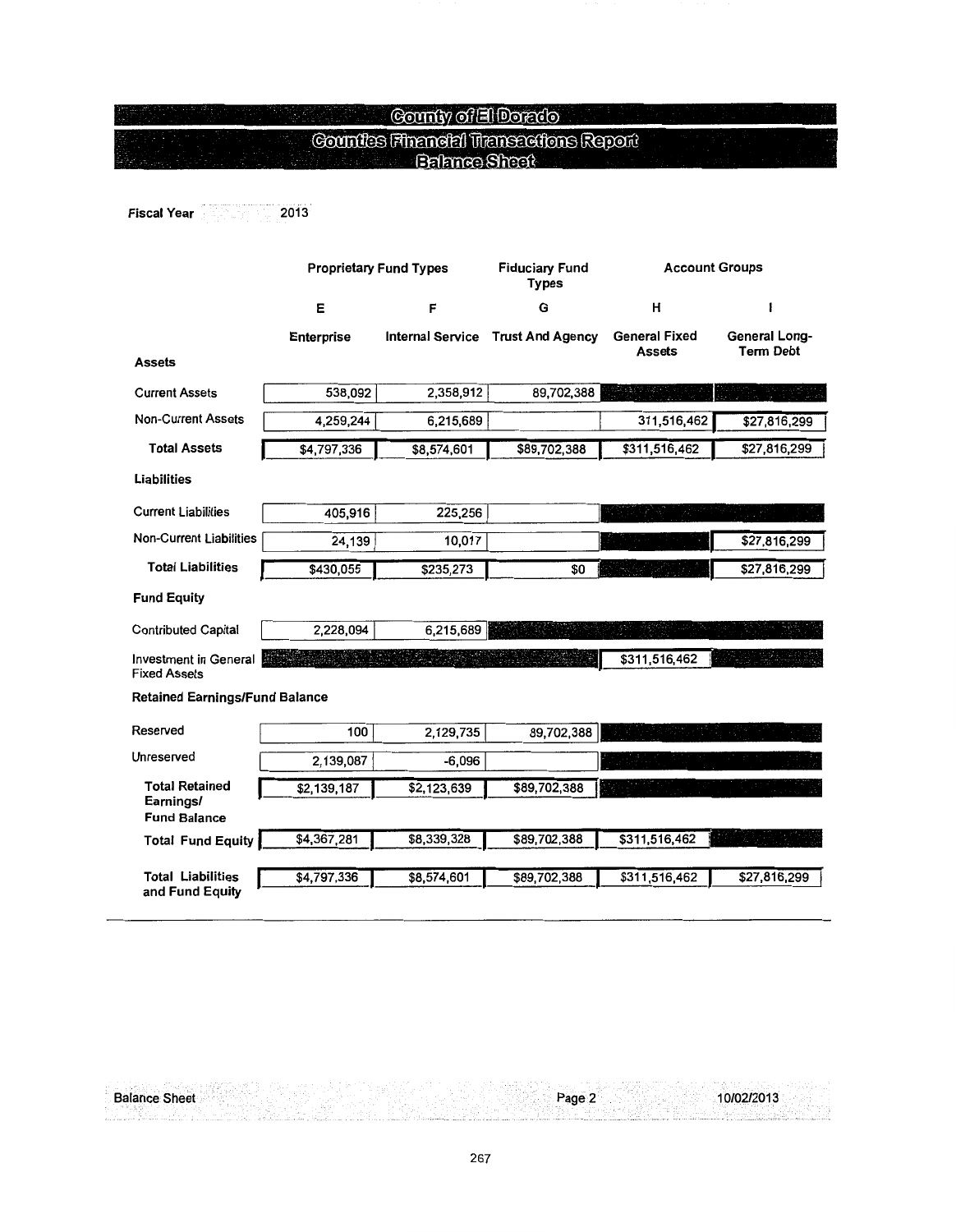# County of El Dorado

## Counties Financial Transactions Report

### Balance Sheet

**Fiscal Year** 2013

| | Proprietary Fund Types | | Fiduciary Fund Types | Account Groups | |
|---|---|---|---|---|---|
| | E | F | G | H | I |
| | Enterprise | Internal Service | Trust And Agency | General Fixed Assets | General Long-Term Debt |
| **Assets** | | | | | |
| Current Assets | 538,092 | 2,358,912 | 89,702,388 | | |
| Non-Current Assets | 4,259,244 | 6,215,689 | | 311,516,462 | $27,816,299 |
| **Total Assets** | $4,797,336 | $8,574,601 | $89,702,388 | $311,516,462 | $27,816,299 |
| **Liabilities** | | | | | |
| Current Liabilities | 405,916 | 225,256 | | | |
| Non-Current Liabilities | 24,139 | 10,017 | | | $27,816,299 |
| **Total Liabilities** | $430,055 | $235,273 | $0 | | $27,816,299 |
| **Fund Equity** | | | | | |
| Contributed Capital | 2,228,094 | 6,215,689 | | | |
| Investment in General Fixed Assets | | | | $311,516,462 | |
| **Retained Earnings/Fund Balance** | | | | | |
| Reserved | 100 | 2,129,735 | 89,702,388 | | |
| Unreserved | 2,139,087 | -6,096 | | | |
| **Total Retained Earnings/ Fund Balance** | $2,139,187 | $2,123,639 | $89,702,388 | | |
| **Total Fund Equity** | $4,367,281 | $8,339,328 | $89,702,388 | $311,516,462 | |
| **Total Liabilities and Fund Equity** | $4,797,336 | $8,574,601 | $89,702,388 | $311,516,462 | $27,816,299 |

Balance Sheet Page 2 10/02/2013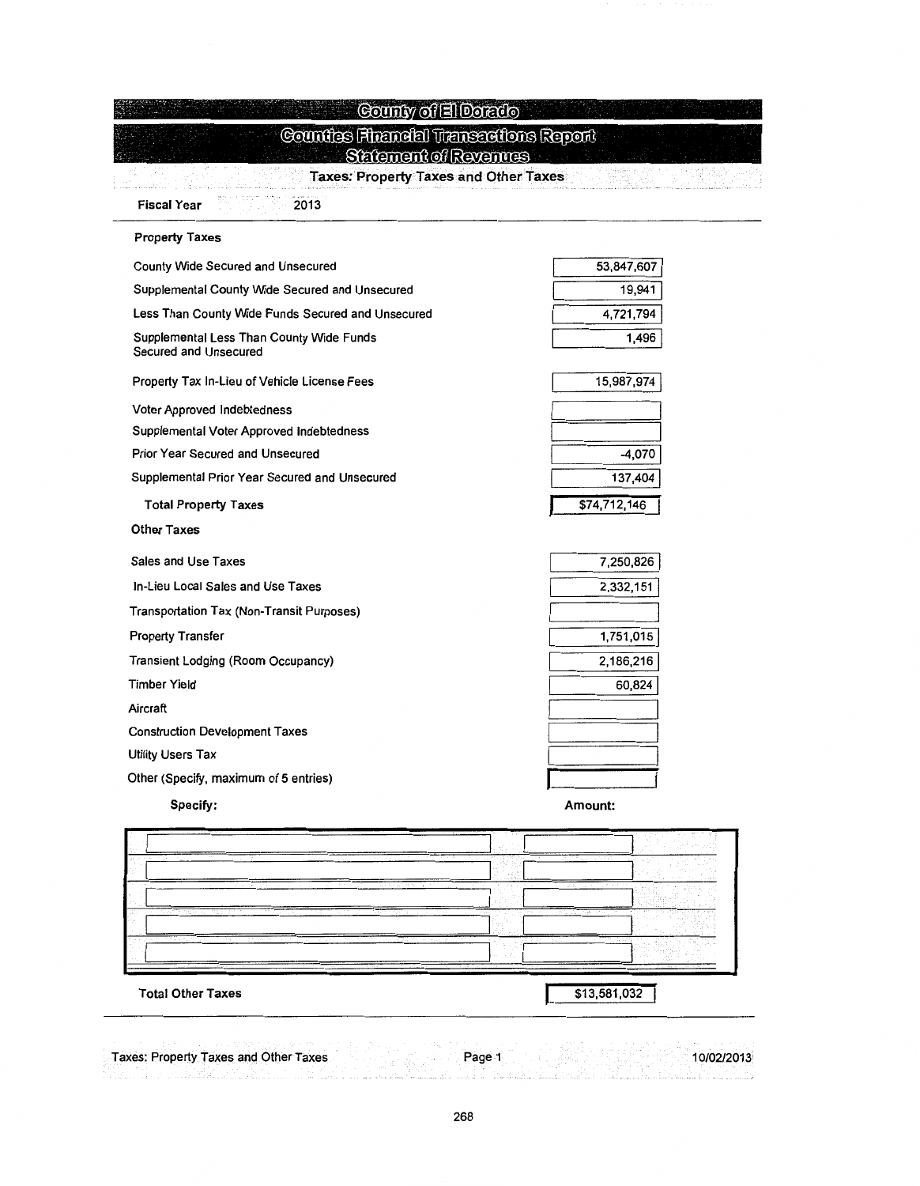# County of El Dorado

## Counties Financial Transactions Report

## Statement of Revenues

### Taxes: Property Taxes and Other Taxes

**Fiscal Year** 2013

**Property Taxes**

| Item | Amount |
|---|---|
| County Wide Secured and Unsecured | 53,847,607 |
| Supplemental County Wide Secured and Unsecured | 19,941 |
| Less Than County Wide Funds Secured and Unsecured | 4,721,794 |
| Supplemental Less Than County Wide Funds Secured and Unsecured | 1,496 |
| Property Tax In-Lieu of Vehicle License Fees | 15,987,974 |
| Voter Approved Indebtedness | |
| Supplemental Voter Approved Indebtedness | |
| Prior Year Secured and Unsecured | -4,070 |
| Supplemental Prior Year Secured and Unsecured | 137,404 |
| **Total Property Taxes** | $74,712,146 |

**Other Taxes**

| Item | Amount |
|---|---|
| Sales and Use Taxes | 7,250,826 |
| In-Lieu Local Sales and Use Taxes | 2,332,151 |
| Transportation Tax (Non-Transit Purposes) | |
| Property Transfer | 1,751,015 |
| Transient Lodging (Room Occupancy) | 2,186,216 |
| Timber Yield | 60,824 |
| Aircraft | |
| Construction Development Taxes | |
| Utility Users Tax | |
| Other (Specify, maximum of 5 entries) | |

| Specify: | Amount: |
|---|---|
| | |
| | |
| | |
| | |
| | |

| | |
|---|---|
| **Total Other Taxes** | $13,581,032 |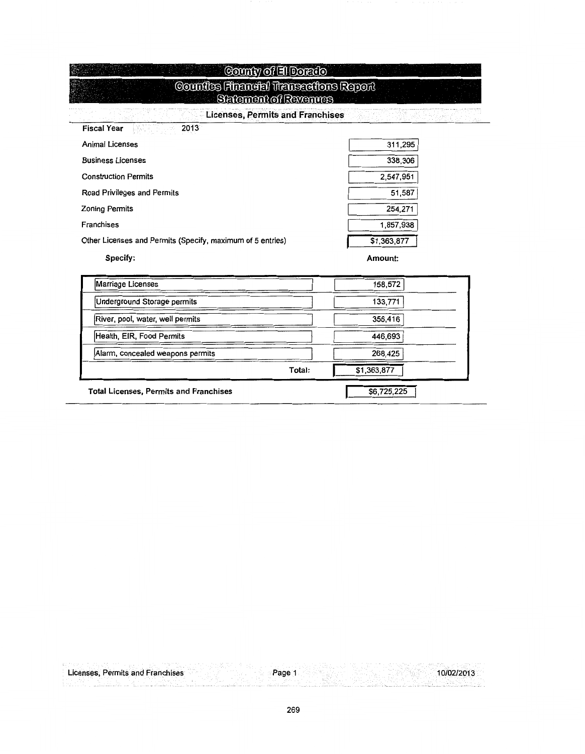# County of El Dorado

## Counties Financial Transactions Report

## Statement of Revenues

### Licenses, Permits and Franchises

**Fiscal Year** 2013

| Item | Amount |
|---|---|
| Animal Licenses | 311,295 |
| Business Licenses | 338,306 |
| Construction Permits | 2,547,951 |
| Road Privileges and Permits | 51,587 |
| Zoning Permits | 254,271 |
| Franchises | 1,857,938 |
| Other Licenses and Permits (Specify, maximum of 5 entries) | $1,363,877 |

| **Specify:** | **Amount:** |
|---|---|
| Marriage Licenses | 158,572 |
| Underground Storage permits | 133,771 |
| River, pool, water, well permits | 356,416 |
| Health, EIR, Food Permits | 446,693 |
| Alarm, concealed weapons permits | 268,425 |
| Total: | $1,363,877 |

| **Total Licenses, Permits and Franchises** | $6,725,225 |
|---|---|

Licenses, Permits and Franchises — 10/02/2013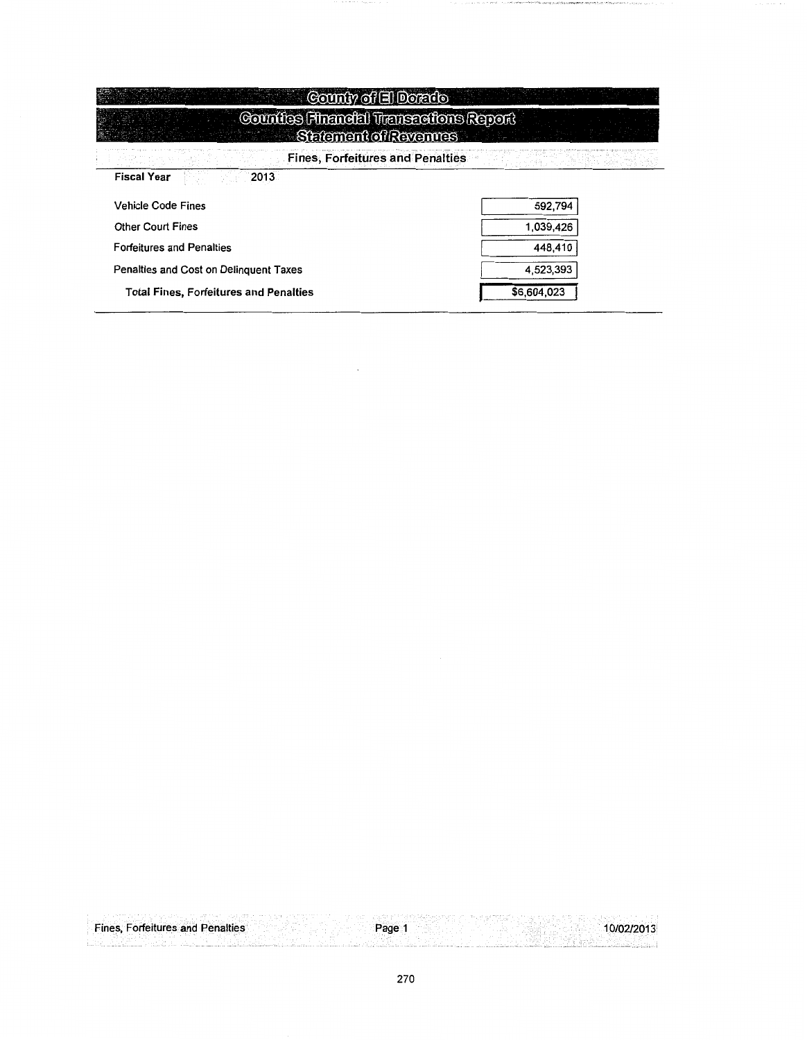# County of El Dorado

## Counties Financial Transactions Report

## Statement of Revenues

### Fines, Forfeitures and Penalties

**Fiscal Year** 2013

| | |
|---|---|
| Vehicle Code Fines | 592,794 |
| Other Court Fines | 1,039,426 |
| Forfeitures and Penalties | 448,410 |
| Penalties and Cost on Delinquent Taxes | 4,523,393 |
| **Total Fines, Forfeitures and Penalties** | $6,604,023 |

Fines, Forfeitures and Penalties 10/02/2013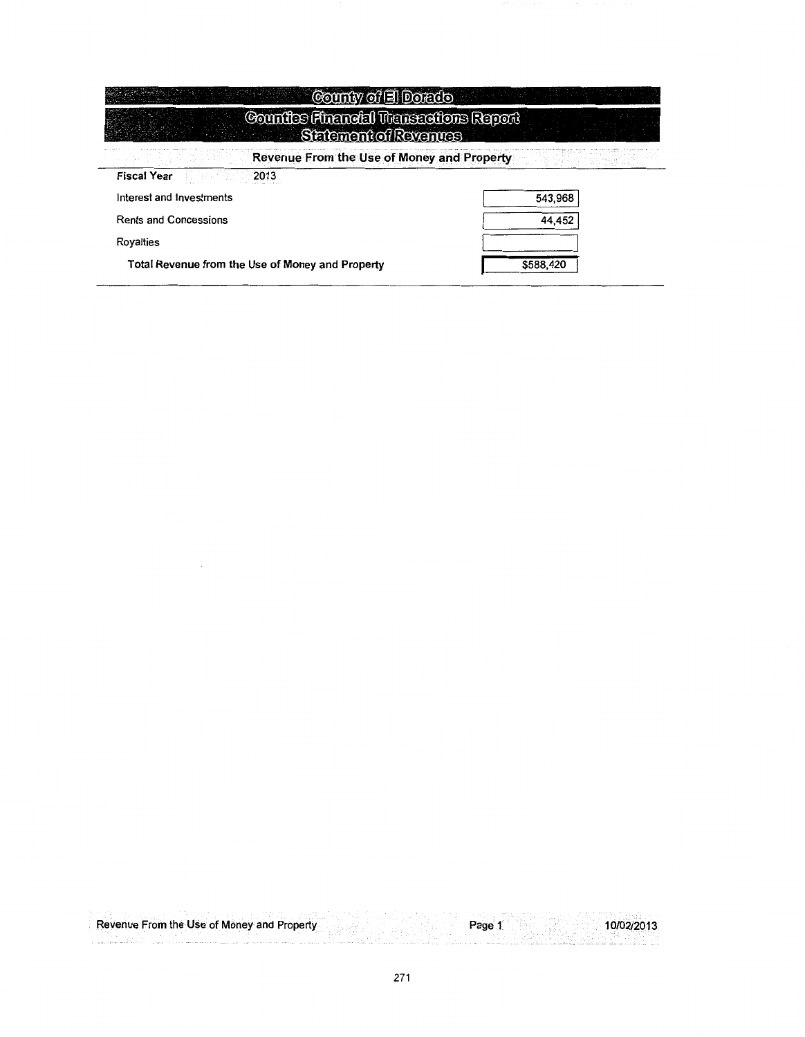# County of El Dorado

## Counties Financial Transactions Report

## Statement of Revenues

### Revenue From the Use of Money and Property

**Fiscal Year** 2013

| | |
|---|---|
| Interest and Investments | 543,968 |
| Rents and Concessions | 44,452 |
| Royalties | |
| **Total Revenue from the Use of Money and Property** | $588,420 |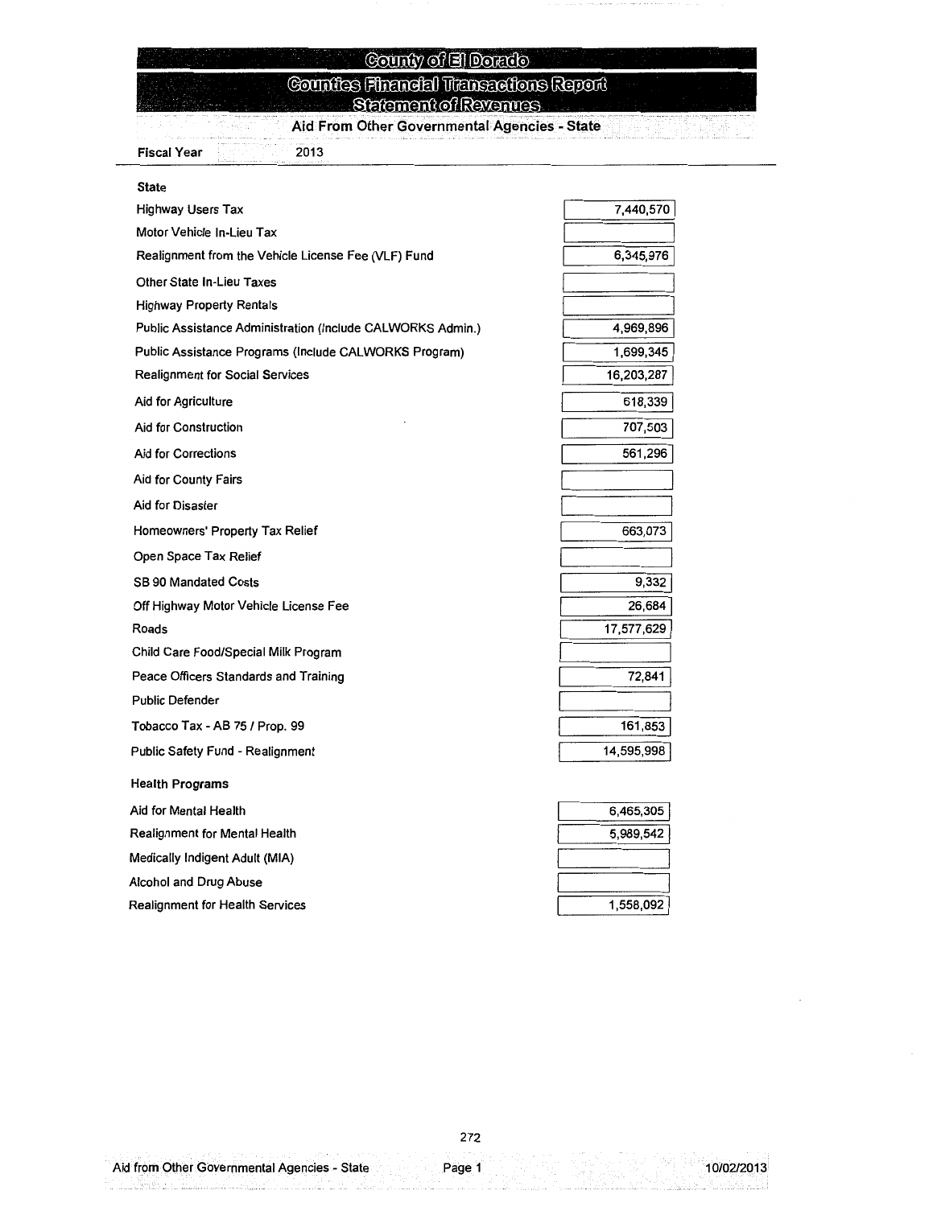# County of El Dorado

## Counties Financial Transactions Report

## Statement of Revenues

### Aid From Other Governmental Agencies - State

**Fiscal Year** 2013

| **State** | |
|---|---|
| Highway Users Tax | 7,440,570 |
| Motor Vehicle In-Lieu Tax | |
| Realignment from the Vehicle License Fee (VLF) Fund | 6,345,976 |
| Other State In-Lieu Taxes | |
| Highway Property Rentals | |
| Public Assistance Administration (Include CALWORKS Admin.) | 4,969,896 |
| Public Assistance Programs (Include CALWORKS Program) | 1,699,345 |
| Realignment for Social Services | 16,203,287 |
| Aid for Agriculture | 618,339 |
| Aid for Construction | 707,503 |
| Aid for Corrections | 561,296 |
| Aid for County Fairs | |
| Aid for Disaster | |
| Homeowners' Property Tax Relief | 663,073 |
| Open Space Tax Relief | |
| SB 90 Mandated Costs | 9,332 |
| Off Highway Motor Vehicle License Fee | 26,684 |
| Roads | 17,577,629 |
| Child Care Food/Special Milk Program | |
| Peace Officers Standards and Training | 72,841 |
| Public Defender | |
| Tobacco Tax - AB 75 / Prop. 99 | 161,853 |
| Public Safety Fund - Realignment | 14,595,998 |
| **Health Programs** | |
| Aid for Mental Health | 6,465,305 |
| Realignment for Mental Health | 5,989,542 |
| Medically Indigent Adult (MIA) | |
| Alcohol and Drug Abuse | |
| Realignment for Health Services | 1,558,092 |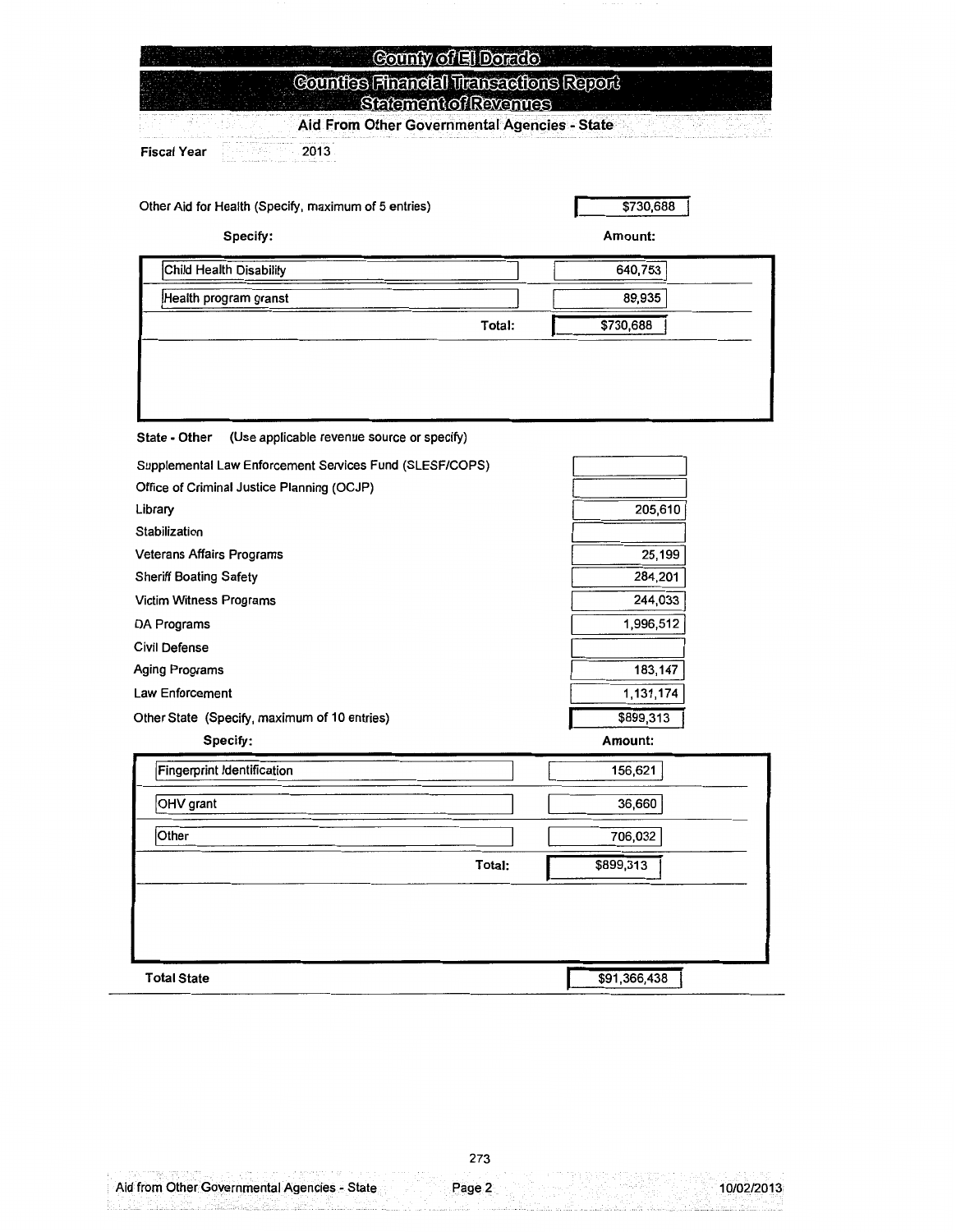# County of El Dorado

## Counties Financial Transactions Report

## Statement of Revenues

### Aid From Other Governmental Agencies - State

**Fiscal Year** 2013

Other Aid for Health (Specify, maximum of 5 entries) $730,688

| Specify: | Amount: |
| --- | --- |
| Child Health Disability | 640,753 |
| Health program granst | 89,935 |
| Total: | $730,688 |

**State - Other** (Use applicable revenue source or specify)

| | |
| --- | --- |
| Supplemental Law Enforcement Services Fund (SLESF/COPS) | |
| Office of Criminal Justice Planning (OCJP) | |
| Library | 205,610 |
| Stabilization | |
| Veterans Affairs Programs | 25,199 |
| Sheriff Boating Safety | 284,201 |
| Victim Witness Programs | 244,033 |
| DA Programs | 1,996,512 |
| Civil Defense | |
| Aging Programs | 183,147 |
| Law Enforcement | 1,131,174 |
| Other State (Specify, maximum of 10 entries) | $899,313 |

| Specify: | Amount: |
| --- | --- |
| Fingerprint Identification | 156,621 |
| OHV grant | 36,660 |
| Other | 706,032 |
| Total: | $899,313 |

**Total State** $91,366,438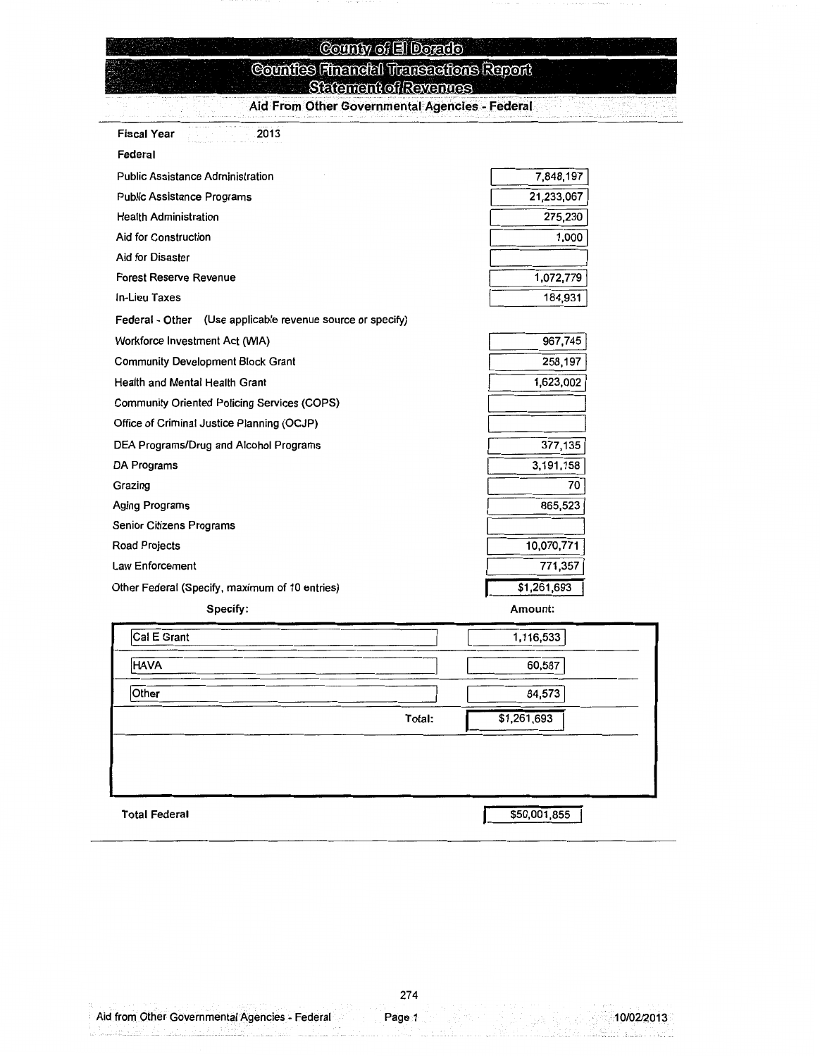# County of El Dorado

## Counties Financial Transactions Report

### Statement of Revenues

### Aid From Other Governmental Agencies - Federal

**Fiscal Year** 2013

**Federal**

| Item | Amount |
|---|---|
| Public Assistance Administration | 7,848,197 |
| Public Assistance Programs | 21,233,067 |
| Health Administration | 275,230 |
| Aid for Construction | 1,000 |
| Aid for Disaster | |
| Forest Reserve Revenue | 1,072,779 |
| In-Lieu Taxes | 184,931 |

Federal - Other (Use applicable revenue source or specify)

| Item | Amount |
|---|---|
| Workforce Investment Act (WIA) | 967,745 |
| Community Development Block Grant | 258,197 |
| Health and Mental Health Grant | 1,623,002 |
| Community Oriented Policing Services (COPS) | |
| Office of Criminal Justice Planning (OCJP) | |
| DEA Programs/Drug and Alcohol Programs | 377,135 |
| DA Programs | 3,191,158 |
| Grazing | 70 |
| Aging Programs | 865,523 |
| Senior Citizens Programs | |
| Road Projects | 10,070,771 |
| Law Enforcement | 771,357 |
| Other Federal (Specify, maximum of 10 entries) | $1,261,693 |

| Specify: | Amount: |
|---|---|
| Cal E Grant | 1,116,533 |
| HAVA | 60,587 |
| Other | 84,573 |
| Total: | $1,261,693 |

**Total Federal** $50,001,855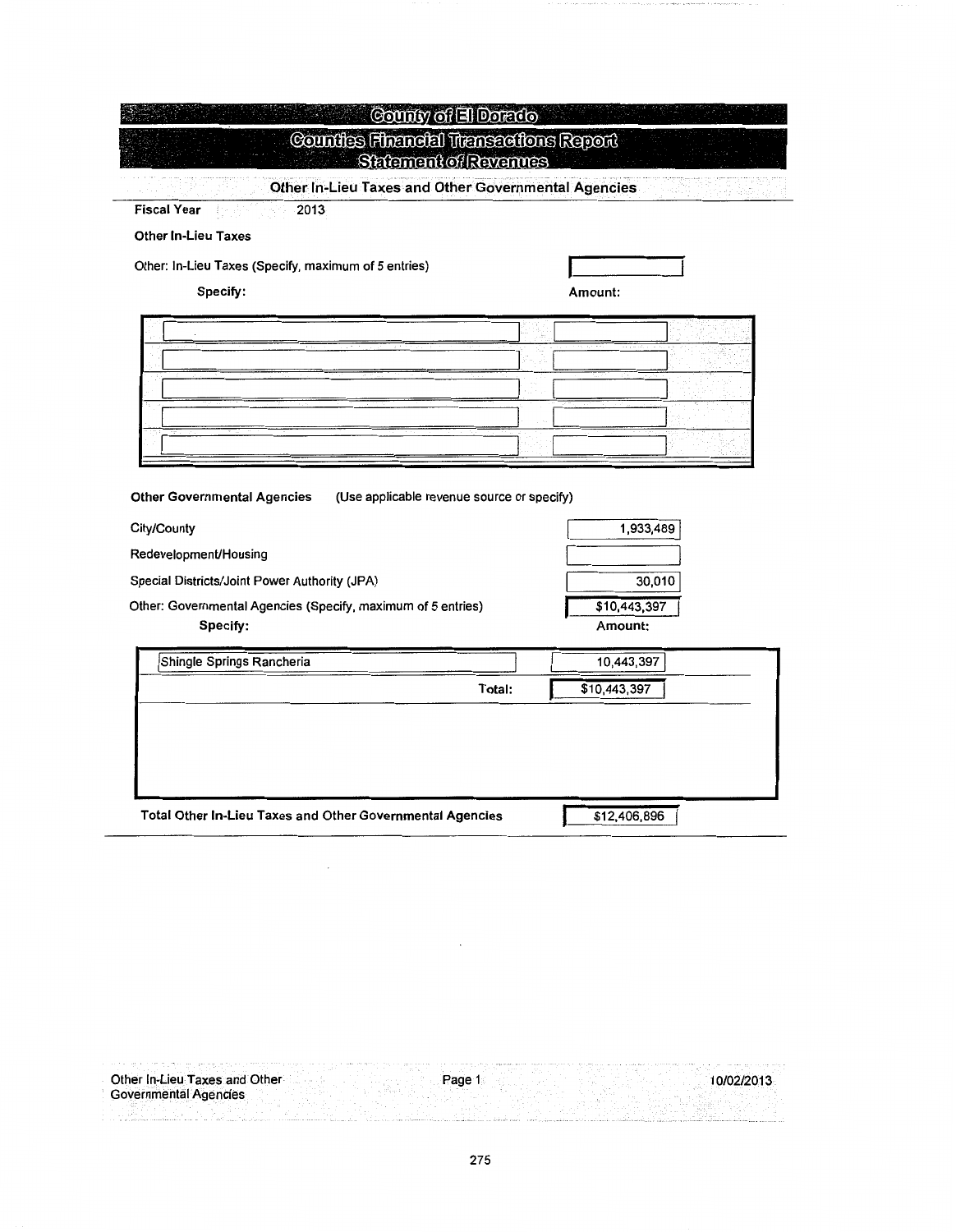# County of El Dorado

## Counties Financial Transactions Report

## Statement of Revenues

### Other In-Lieu Taxes and Other Governmental Agencies

**Fiscal Year** 2013

**Other In-Lieu Taxes**

Other: In-Lieu Taxes (Specify, maximum of 5 entries)

| Specify: | Amount: |
|---|---|
| | |
| | |
| | |
| | |
| | |

**Other Governmental Agencies** (Use applicable revenue source or specify)

| | |
|---|---|
| City/County | 1,933,489 |
| Redevelopment/Housing | |
| Special Districts/Joint Power Authority (JPA) | 30,010 |
| Other: Governmental Agencies (Specify, maximum of 5 entries) | $10,443,397 |

| Specify: | Amount: |
|---|---|
| Shingle Springs Rancheria | 10,443,397 |
| Total: | $10,443,397 |

**Total Other In-Lieu Taxes and Other Governmental Agencies** $12,406,896

Other In-Lieu Taxes and Other Governmental Agencies 10/02/2013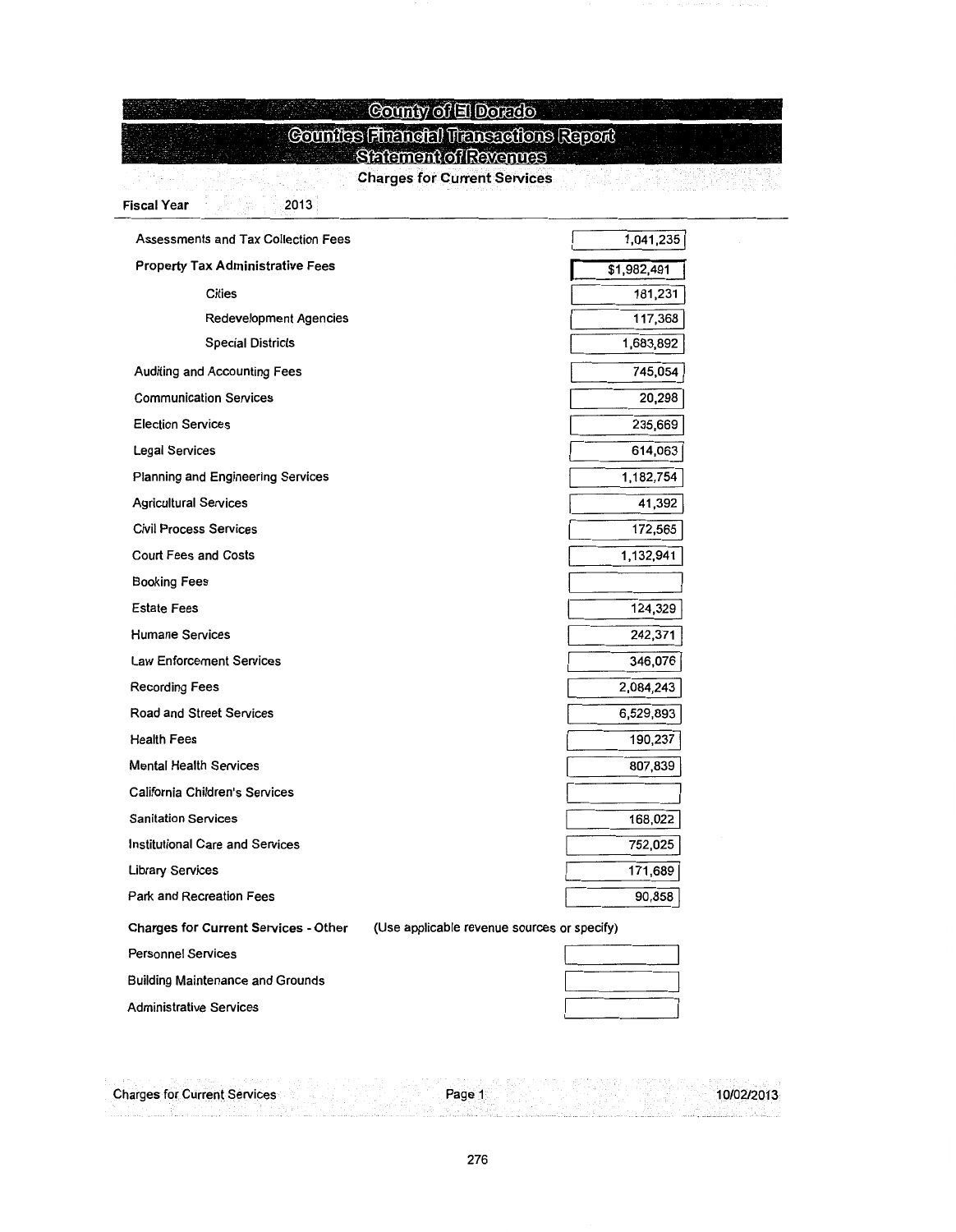# County of El Dorado

## Counties Financial Transactions Report

## Statement of Revenues

### Charges for Current Services

**Fiscal Year** 2013

| Item | Amount |
|---|---|
| Assessments and Tax Collection Fees | 1,041,235 |
| **Property Tax Administrative Fees** | $1,982,491 |
| Cities | 181,231 |
| Redevelopment Agencies | 117,368 |
| Special Districts | 1,683,892 |
| Auditing and Accounting Fees | 745,054 |
| Communication Services | 20,298 |
| Election Services | 235,669 |
| Legal Services | 614,063 |
| Planning and Engineering Services | 1,182,754 |
| Agricultural Services | 41,392 |
| Civil Process Services | 172,565 |
| Court Fees and Costs | 1,132,941 |
| Booking Fees | |
| Estate Fees | 124,329 |
| Humane Services | 242,371 |
| Law Enforcement Services | 346,076 |
| Recording Fees | 2,084,243 |
| Road and Street Services | 6,529,893 |
| Health Fees | 190,237 |
| Mental Health Services | 807,839 |
| California Children's Services | |
| Sanitation Services | 168,022 |
| Institutional Care and Services | 752,025 |
| Library Services | 171,689 |
| Park and Recreation Fees | 90,858 |

**Charges for Current Services - Other** (Use applicable revenue sources or specify)

| Item | Amount |
|---|---|
| Personnel Services | |
| Building Maintenance and Grounds | |
| Administrative Services | |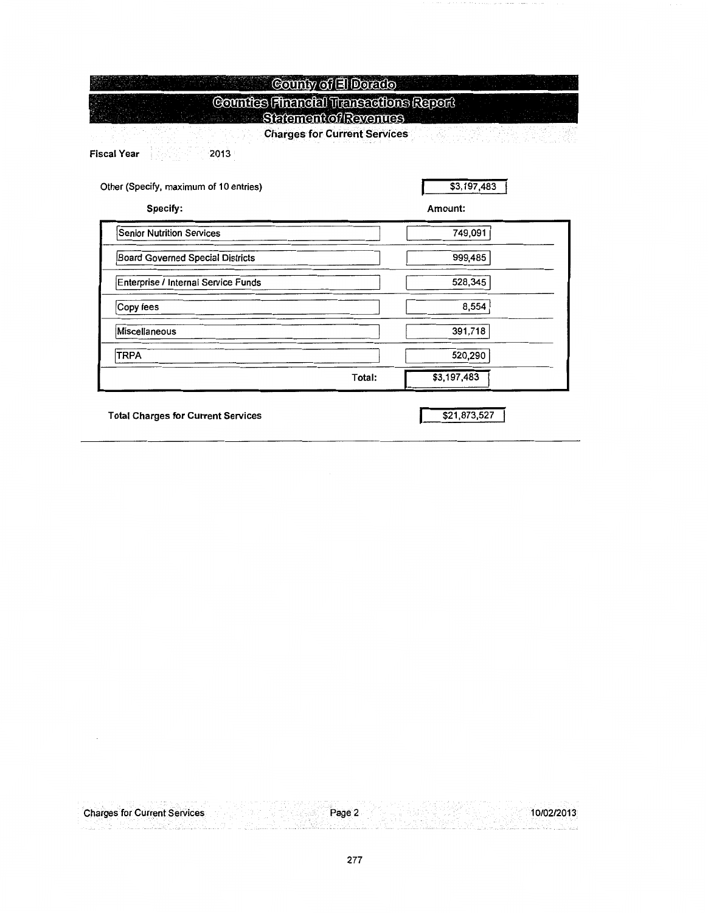# County of El Dorado

## Counties Financial Transactions Report

## Statement of Revenues

### Charges for Current Services

**Fiscal Year** 2013

Other (Specify, maximum of 10 entries) $3,197,483

| Specify: | Amount: |
| --- | --- |
| Senior Nutrition Services | 749,091 |
| Board Governed Special Districts | 999,485 |
| Enterprise / Internal Service Funds | 528,345 |
| Copy fees | 8,554 |
| Miscellaneous | 391,718 |
| TRPA | 520,290 |
| Total: | $3,197,483 |

**Total Charges for Current Services** $21,873,527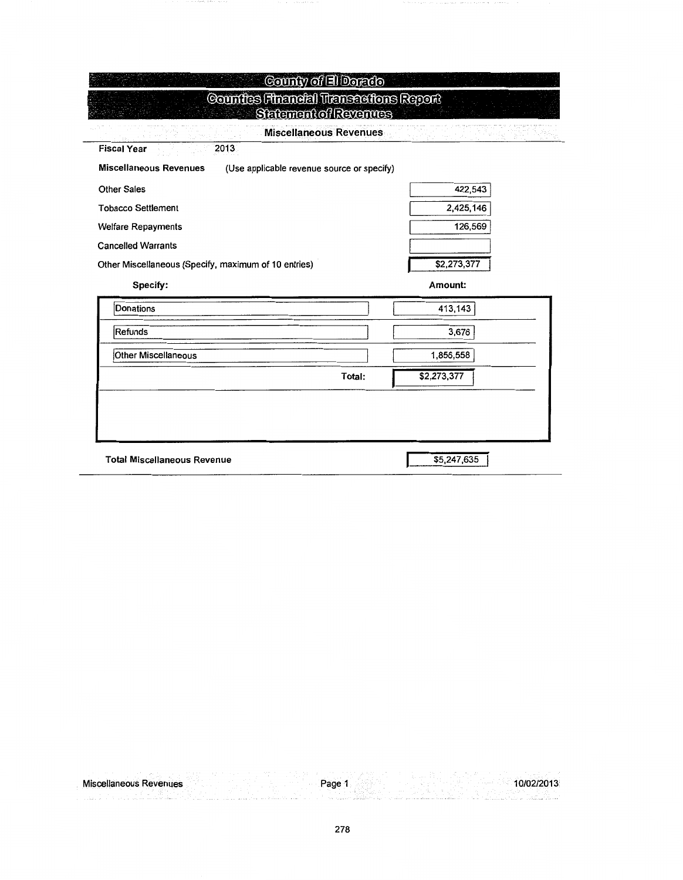# County of El Dorado

## Counties Financial Transactions Report

## Statement of Revenues

### Miscellaneous Revenues

**Fiscal Year** 2013

**Miscellaneous Revenues** (Use applicable revenue source or specify)

| | |
|---|---|
| Other Sales | 422,543 |
| Tobacco Settlement | 2,425,146 |
| Welfare Repayments | 126,569 |
| Cancelled Warrants | |
| Other Miscellaneous (Specify, maximum of 10 entries) | $2,273,377 |

| Specify: | Amount: |
|---|---|
| Donations | 413,143 |
| Refunds | 3,676 |
| Other Miscellaneous | 1,856,558 |
| Total: | $2,273,377 |

| | |
|---|---|
| **Total Miscellaneous Revenue** | $5,247,635 |

Miscellaneous Revenues — Page 1 — 10/02/2013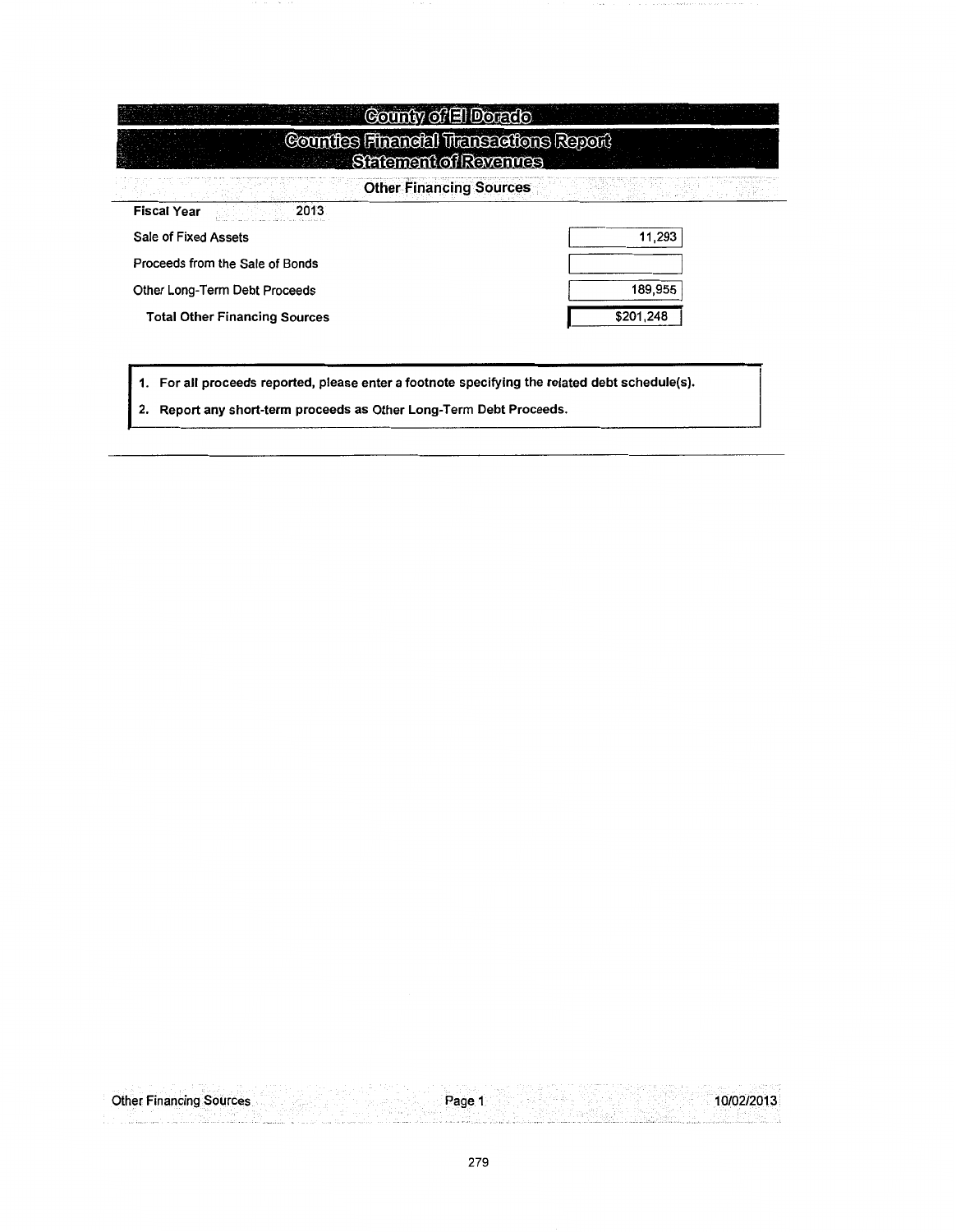# County of El Dorado

## Counties Financial Transactions Report

## Statement of Revenues

### Other Financing Sources

| Fiscal Year 2013 | |
|---|---|
| Sale of Fixed Assets | 11,293 |
| Proceeds from the Sale of Bonds | |
| Other Long-Term Debt Proceeds | 189,955 |
| **Total Other Financing Sources** | $201,248 |

1. **For all proceeds reported, please enter a footnote specifying the related debt schedule(s).**
2. **Report any short-term proceeds as Other Long-Term Debt Proceeds.**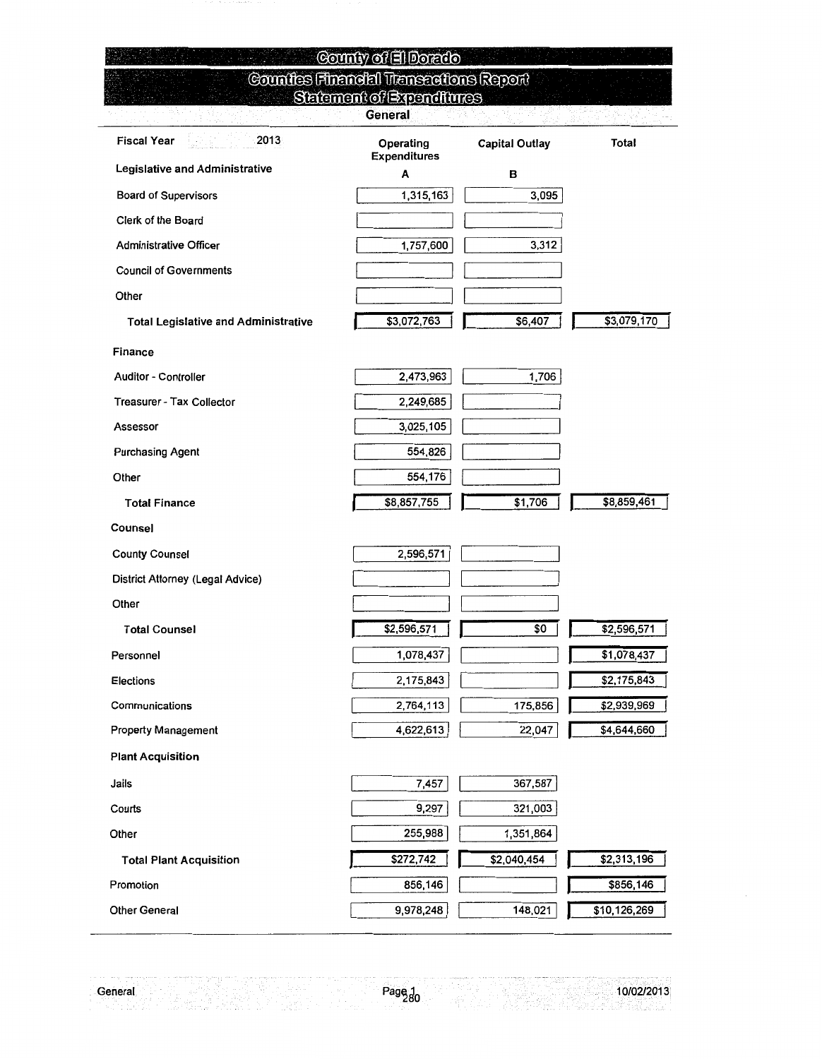# County of El Dorado

## Counties Financial Transactions Report

### Statement of Expenditures

**General**

| Fiscal Year 2013 | Operating Expenditures | Capital Outlay | Total |
|---|---|---|---|
| **Legislative and Administrative** | **A** | **B** | |
| Board of Supervisors | 1,315,163 | 3,095 | |
| Clerk of the Board | | | |
| Administrative Officer | 1,757,600 | 3,312 | |
| Council of Governments | | | |
| Other | | | |
| **Total Legislative and Administrative** | $3,072,763 | $6,407 | $3,079,170 |
| **Finance** | | | |
| Auditor - Controller | 2,473,963 | 1,706 | |
| Treasurer - Tax Collector | 2,249,685 | | |
| Assessor | 3,025,105 | | |
| Purchasing Agent | 554,826 | | |
| Other | 554,176 | | |
| **Total Finance** | $8,857,755 | $1,706 | $8,859,461 |
| **Counsel** | | | |
| County Counsel | 2,596,571 | | |
| District Attorney (Legal Advice) | | | |
| Other | | | |
| **Total Counsel** | $2,596,571 | $0 | $2,596,571 |
| Personnel | 1,078,437 | | $1,078,437 |
| Elections | 2,175,843 | | $2,175,843 |
| Communications | 2,764,113 | 175,856 | $2,939,969 |
| Property Management | 4,622,613 | 22,047 | $4,644,660 |
| **Plant Acquisition** | | | |
| Jails | 7,457 | 367,587 | |
| Courts | 9,297 | 321,003 | |
| Other | 255,988 | 1,351,864 | |
| **Total Plant Acquisition** | $272,742 | $2,040,454 | $2,313,196 |
| Promotion | 856,146 | | $856,146 |
| Other General | 9,978,248 | 148,021 | $10,126,269 |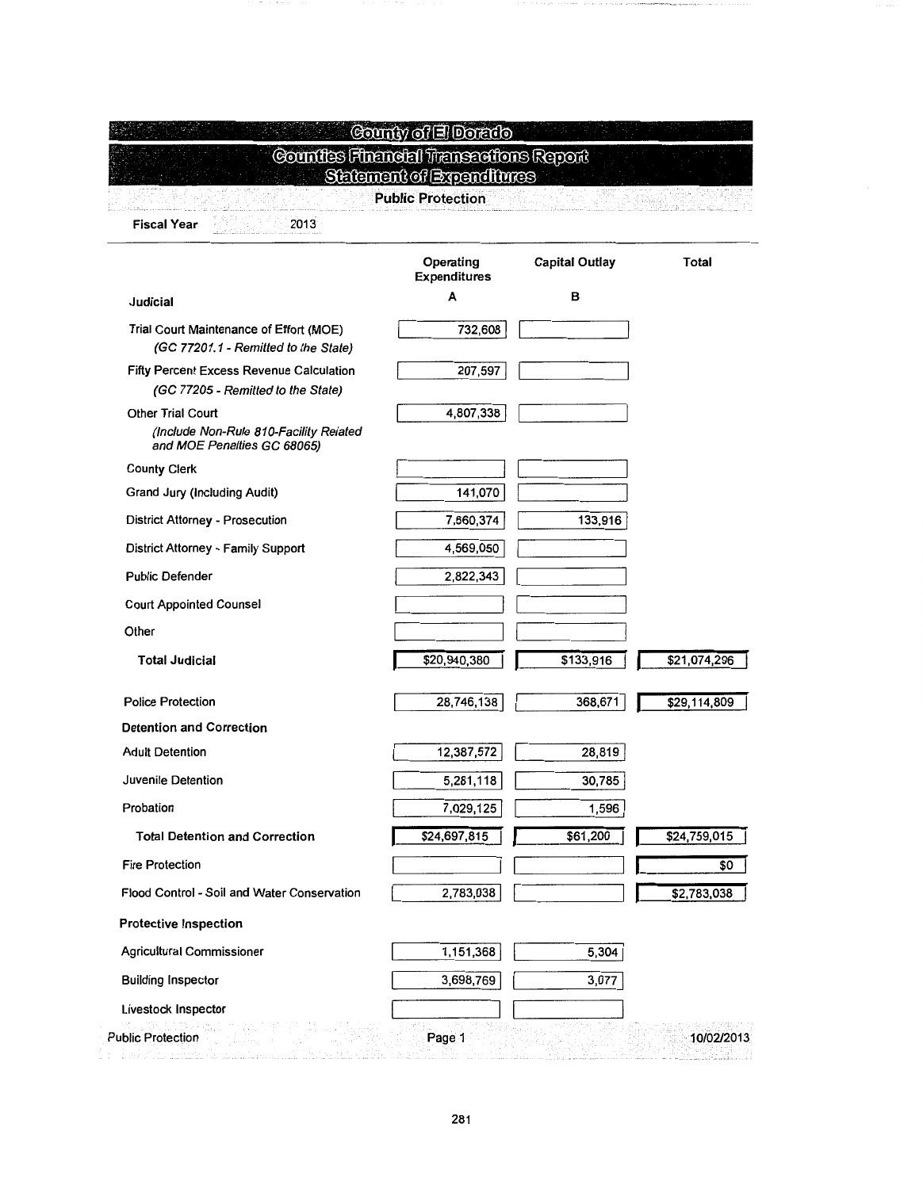# County of El Dorado

## Counties Financial Transactions Report

## Statement of Expenditures

### Public Protection

**Fiscal Year** 2013

| | Operating Expenditures | Capital Outlay | Total |
|---|---|---|---|
| **Judicial** | **A** | **B** | |
| Trial Court Maintenance of Effort (MOE) *(GC 77201.1 - Remitted to the State)* | 732,608 | | |
| Fifty Percent Excess Revenue Calculation *(GC 77205 - Remitted to the State)* | 207,597 | | |
| Other Trial Court *(Include Non-Rule 810-Facility Related and MOE Penalties GC 68065)* | 4,807,338 | | |
| County Clerk | | | |
| Grand Jury (Including Audit) | 141,070 | | |
| District Attorney - Prosecution | 7,660,374 | 133,916 | |
| District Attorney - Family Support | 4,569,050 | | |
| Public Defender | 2,822,343 | | |
| Court Appointed Counsel | | | |
| Other | | | |
| **Total Judicial** | $20,940,380 | $133,916 | $21,074,296 |
| Police Protection | 28,746,138 | 368,671 | $29,114,809 |
| **Detention and Correction** | | | |
| Adult Detention | 12,387,572 | 28,819 | |
| Juvenile Detention | 5,281,118 | 30,785 | |
| Probation | 7,029,125 | 1,596 | |
| **Total Detention and Correction** | $24,697,815 | $61,200 | $24,759,015 |
| Fire Protection | | | $0 |
| Flood Control - Soil and Water Conservation | 2,783,038 | | $2,783,038 |
| **Protective Inspection** | | | |
| Agricultural Commissioner | 1,151,368 | 5,304 | |
| Building Inspector | 3,698,769 | 3,077 | |
| Livestock Inspector | | | |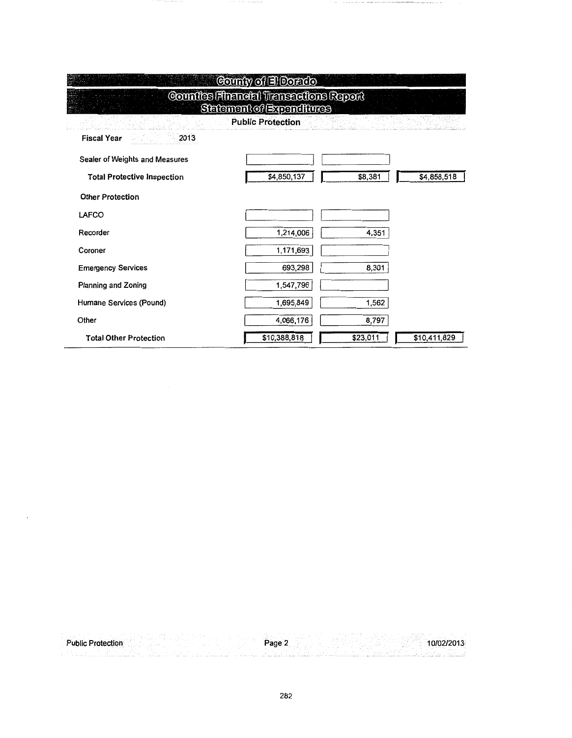# County of El Dorado

## Counties Financial Transactions Report

## Statement of Expenditures

### Public Protection

**Fiscal Year** 2013

| | | | |
|---|---|---|---|
| Sealer of Weights and Measures | | | |
| **Total Protective Inspection** | $4,850,137 | $8,381 | $4,858,518 |
| **Other Protection** | | | |
| LAFCO | | | |
| Recorder | 1,214,006 | 4,351 | |
| Coroner | 1,171,693 | | |
| Emergency Services | 693,298 | 8,301 | |
| Planning and Zoning | 1,547,796 | | |
| Humane Services (Pound) | 1,695,849 | 1,562 | |
| Other | 4,066,176 | 8,797 | |
| **Total Other Protection** | $10,388,818 | $23,011 | $10,411,829 |

Public Protection Page 2 10/02/2013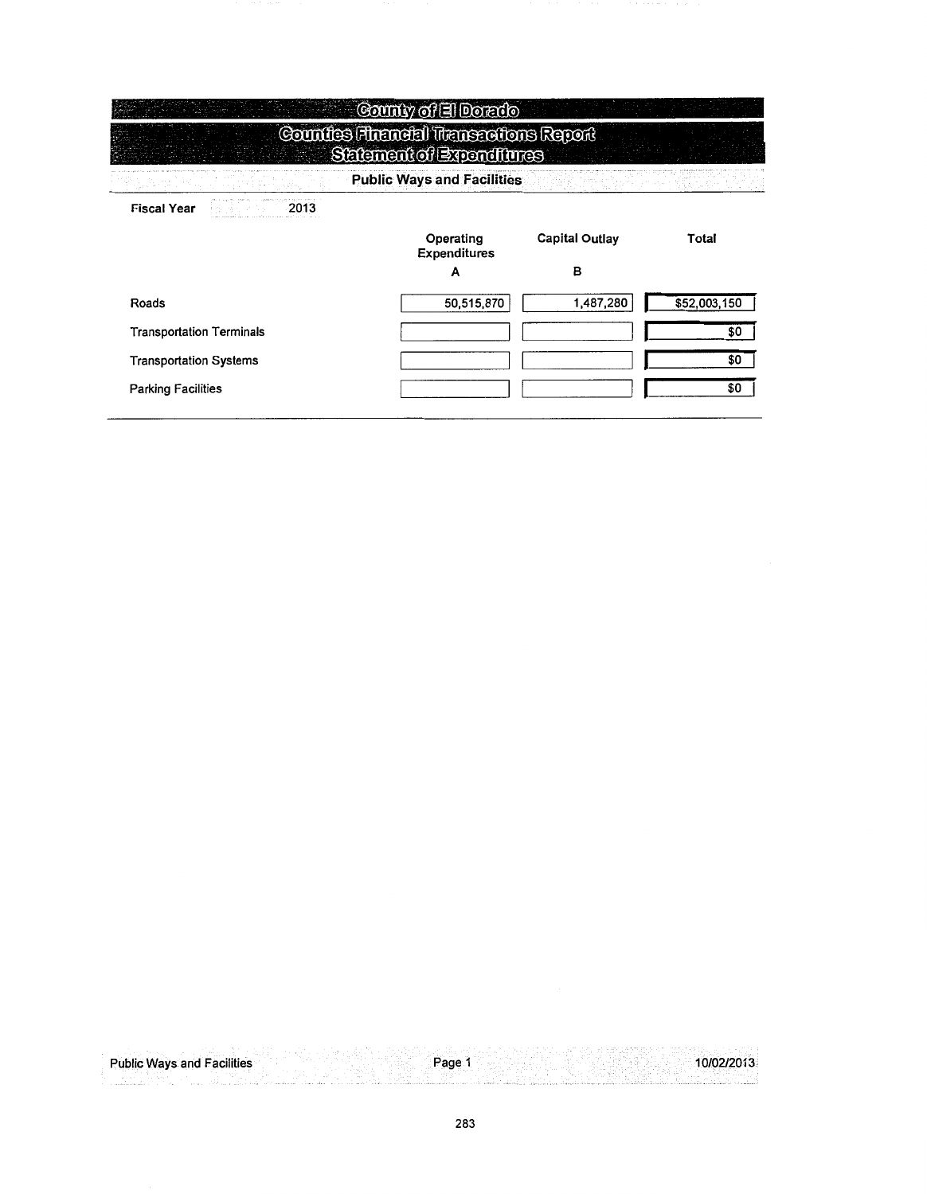# County of El Dorado

## Counties Financial Transactions Report

## Statement of Expenditures

### Public Ways and Facilities

**Fiscal Year** 2013

| | Operating Expenditures<br>A | Capital Outlay<br>B | Total |
|---|---|---|---|
| Roads | 50,515,870 | 1,487,280 | $52,003,150 |
| Transportation Terminals | | | $0 |
| Transportation Systems | | | $0 |
| Parking Facilities | | | $0 |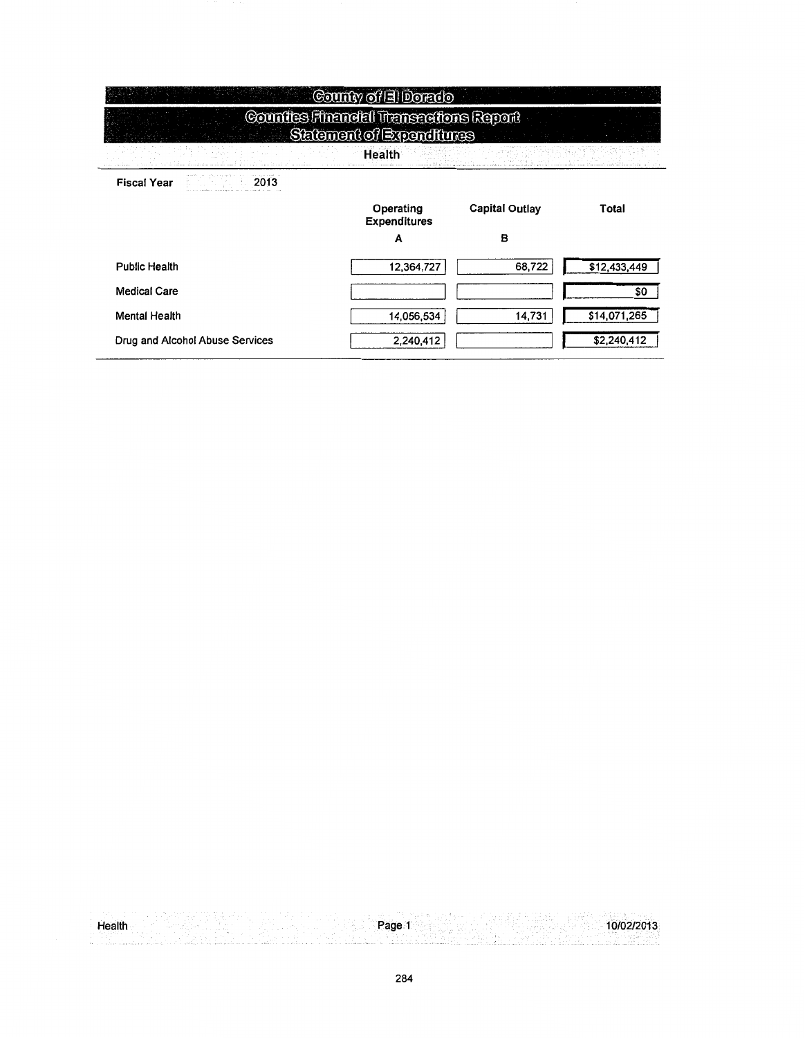# County of El Dorado

## Counties Financial Transactions Report

## Statement of Expenditures

### Health

**Fiscal Year** 2013

| | Operating Expenditures A | Capital Outlay B | Total |
|---|---|---|---|
| Public Health | 12,364,727 | 68,722 | $12,433,449 |
| Medical Care | | | $0 |
| Mental Health | 14,056,534 | 14,731 | $14,071,265 |
| Drug and Alcohol Abuse Services | 2,240,412 | | $2,240,412 |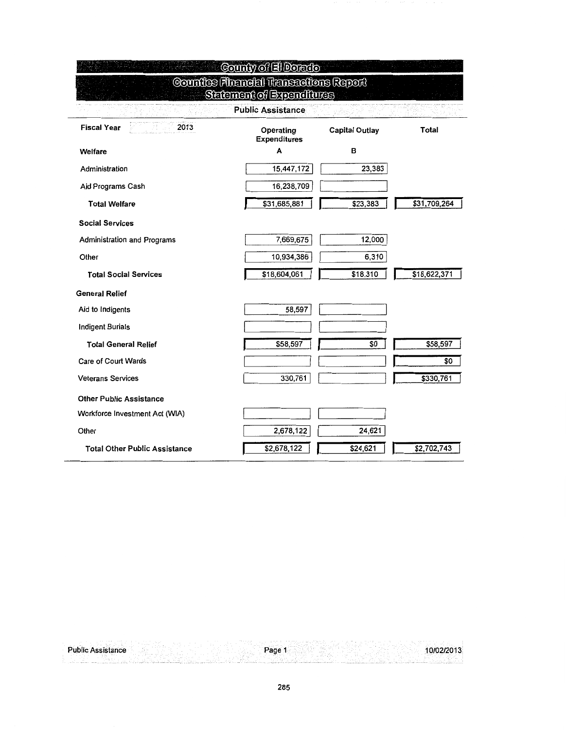# County of El Dorado

## Counties Financial Transactions Report

## Statement of Expenditures

### Public Assistance

| Fiscal Year 2013 | Operating Expenditures | Capital Outlay | Total |
|---|---|---|---|
| | A | B | |
| **Welfare** | | | |
| Administration | 15,447,172 | 23,383 | |
| Aid Programs Cash | 16,238,709 | | |
| **Total Welfare** | $31,685,881 | $23,383 | $31,709,264 |
| **Social Services** | | | |
| Administration and Programs | 7,669,675 | 12,000 | |
| Other | 10,934,386 | 6,310 | |
| **Total Social Services** | $18,604,061 | $18,310 | $18,622,371 |
| **General Relief** | | | |
| Aid to Indigents | 58,597 | | |
| Indigent Burials | | | |
| **Total General Relief** | $58,597 | $0 | $58,597 |
| Care of Court Wards | | | $0 |
| Veterans Services | 330,761 | | $330,761 |
| **Other Public Assistance** | | | |
| Workforce Investment Act (WIA) | | | |
| Other | 2,678,122 | 24,621 | |
| **Total Other Public Assistance** | $2,678,122 | $24,621 | $2,702,743 |

Public Assistance — Page 1 — 10/02/2013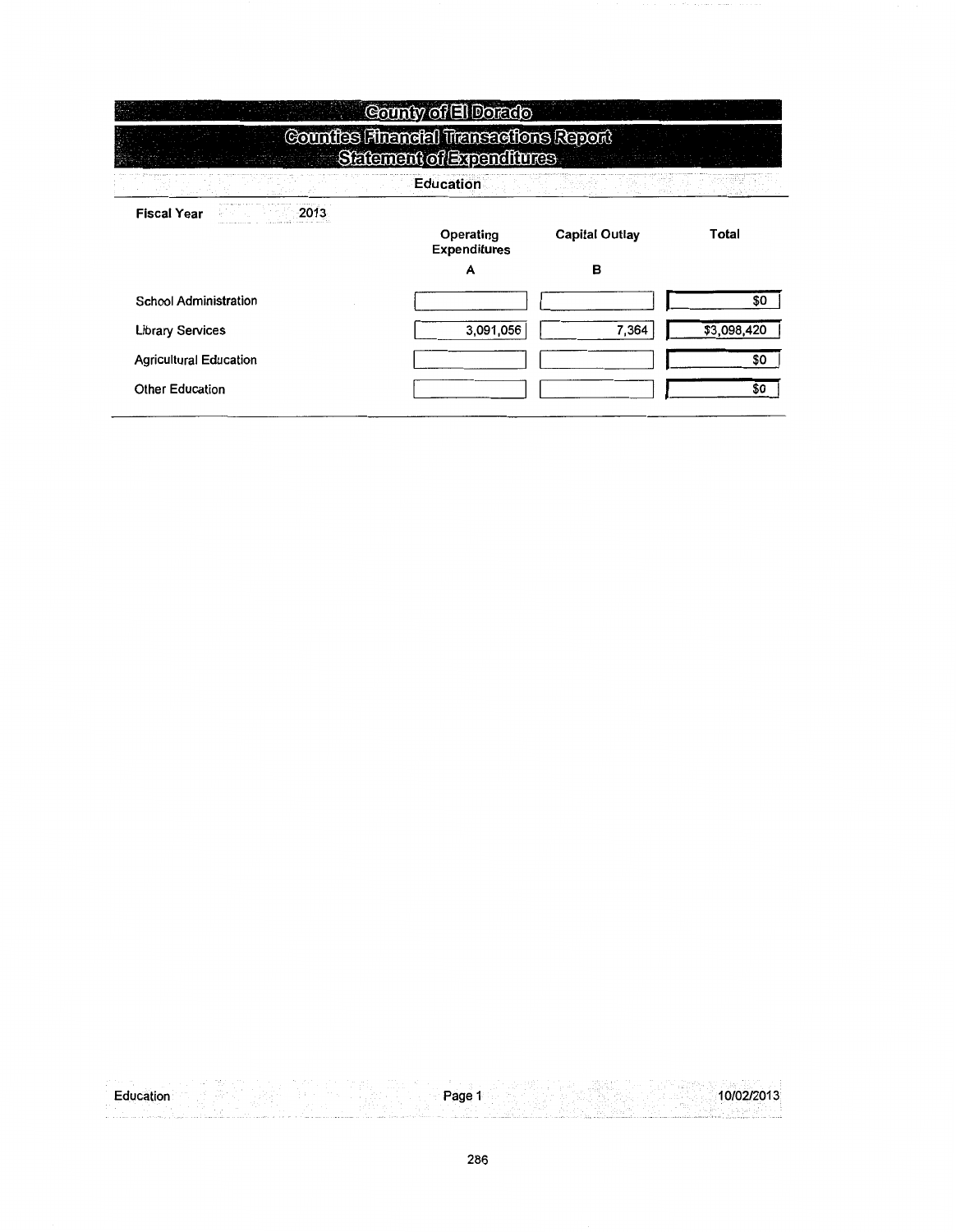# County of El Dorado

## Counties Financial Transactions Report
## Statement of Expenditures

### Education

**Fiscal Year** 2013

| | Operating Expenditures<br>A | Capital Outlay<br>B | Total |
|---|---|---|---|
| School Administration | | | $0 |
| Library Services | 3,091,056 | 7,364 | $3,098,420 |
| Agricultural Education | | | $0 |
| Other Education | | | $0 |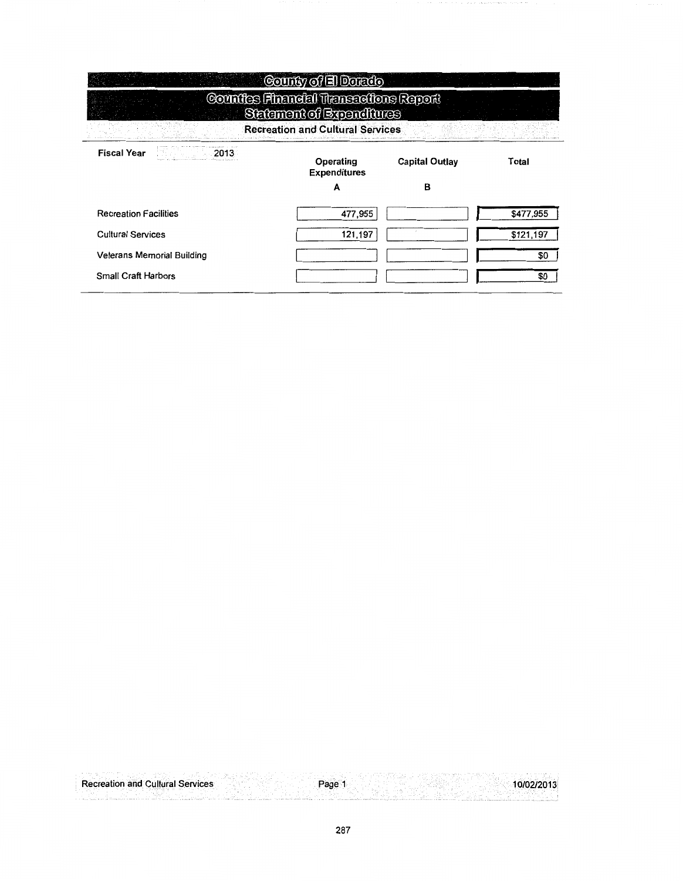# County of El Dorado

## Counties Financial Transactions Report

## Statement of Expenditures

### Recreation and Cultural Services

**Fiscal Year** 2013

| | Operating Expenditures<br>A | Capital Outlay<br>B | Total |
|---|---|---|---|
| Recreation Facilities | 477,955 | | $477,955 |
| Cultural Services | 121,197 | | $121,197 |
| Veterans Memorial Building | | | $0 |
| Small Craft Harbors | | | $0 |

Recreation and Cultural Services 10/02/2013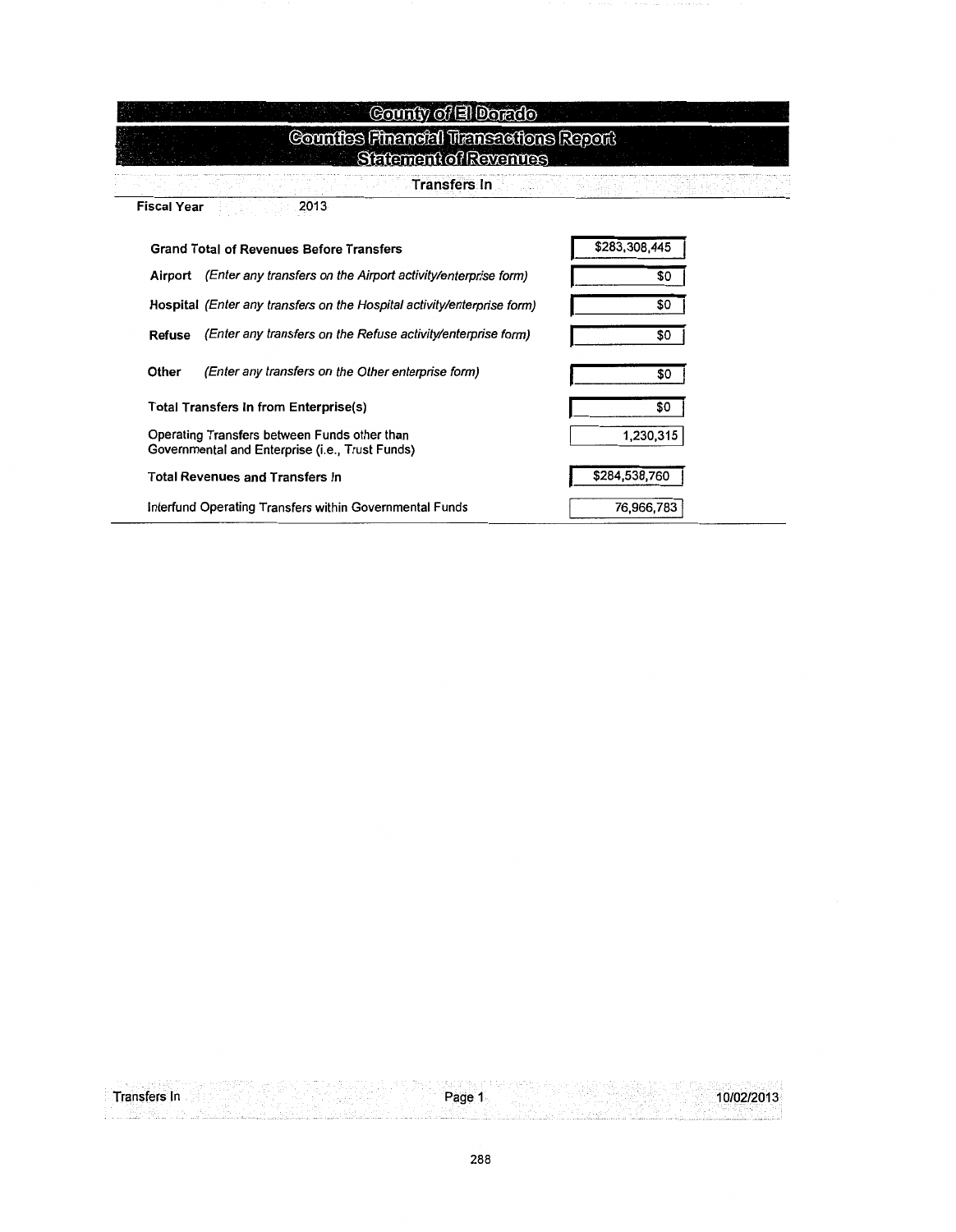# County of El Dorado

## Counties Financial Transactions Report

## Statement of Revenues

### Transfers In

**Fiscal Year** 2013

| Item | Amount |
|---|---|
| **Grand Total of Revenues Before Transfers** | $283,308,445 |
| **Airport** *(Enter any transfers on the Airport activity/enterprise form)* | $0 |
| **Hospital** *(Enter any transfers on the Hospital activity/enterprise form)* | $0 |
| **Refuse** *(Enter any transfers on the Refuse activity/enterprise form)* | $0 |
| **Other** *(Enter any transfers on the Other enterprise form)* | $0 |
| **Total Transfers In from Enterprise(s)** | $0 |
| Operating Transfers between Funds other than Governmental and Enterprise (i.e., Trust Funds) | 1,230,315 |
| **Total Revenues and Transfers In** | $284,538,760 |
| Interfund Operating Transfers within Governmental Funds | 76,966,783 |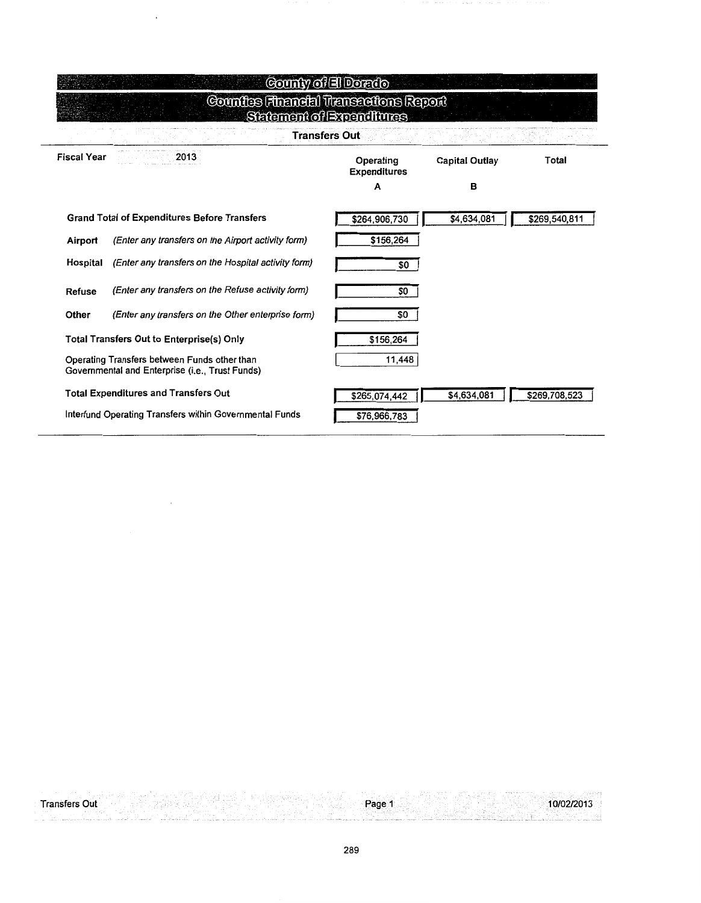# County of El Dorado

## Counties Financial Transactions Report

## Statement of Expenditures

### Transfers Out

| Fiscal Year 2013 | | Operating Expenditures A | Capital Outlay B | Total |
|---|---|---|---|---|
| **Grand Total of Expenditures Before Transfers** | | $264,906,730 | $4,634,081 | $269,540,811 |
| **Airport** | *(Enter any transfers on the Airport activity form)* | $156,264 | | |
| **Hospital** | *(Enter any transfers on the Hospital activity form)* | $0 | | |
| **Refuse** | *(Enter any transfers on the Refuse activity form)* | $0 | | |
| **Other** | *(Enter any transfers on the Other enterprise form)* | $0 | | |
| **Total Transfers Out to Enterprise(s) Only** | | $156,264 | | |
| Operating Transfers between Funds other than Governmental and Enterprise (i.e., Trust Funds) | | 11,448 | | |
| **Total Expenditures and Transfers Out** | | $265,074,442 | $4,634,081 | $269,708,523 |
| Interfund Operating Transfers within Governmental Funds | | $76,966,783 | | |

Transfers Out | Page 1 | 10/02/2013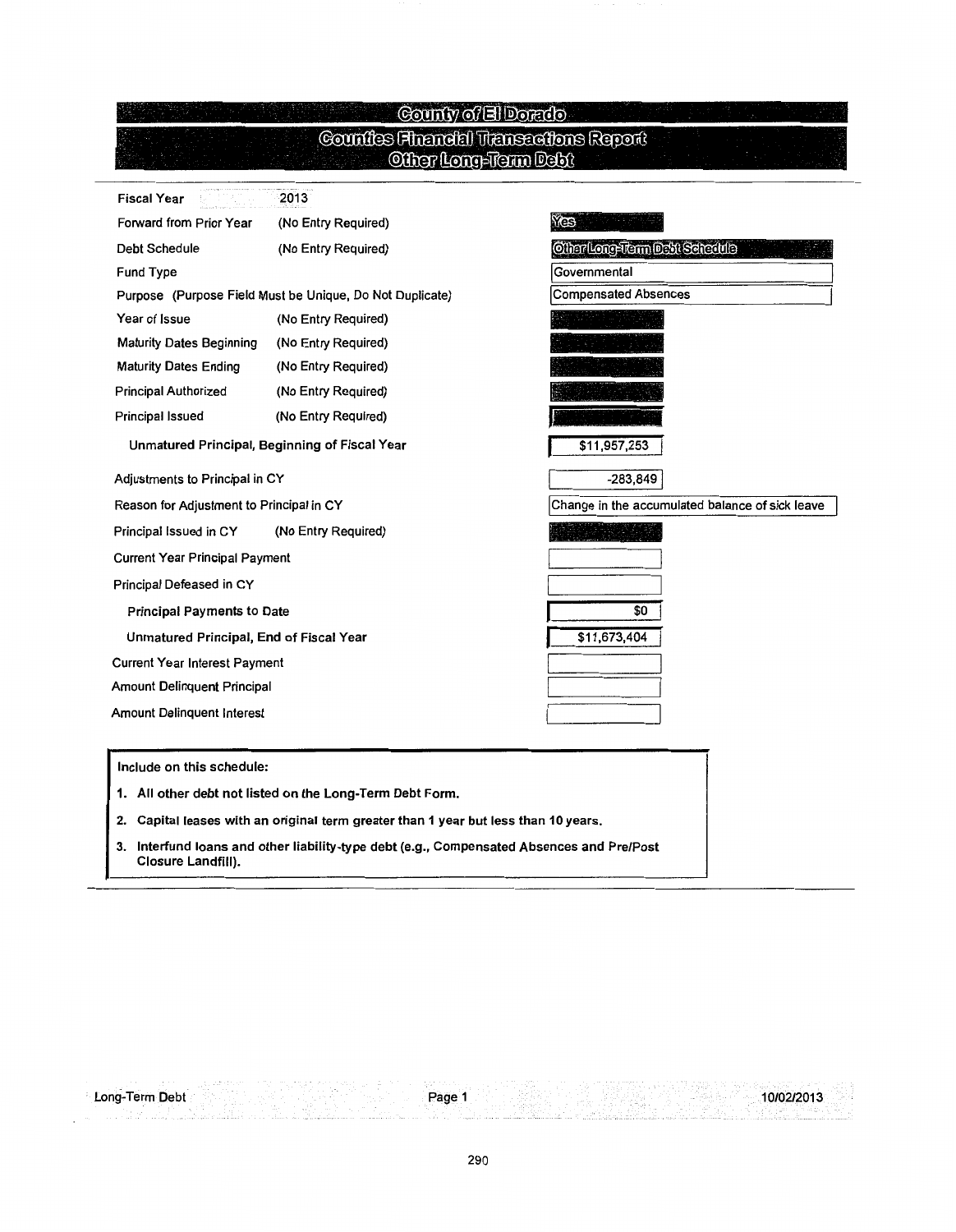# County of El Dorado

## Counties Financial Transactions Report

### Other Long-Term Debt

| Field | | Value |
|---|---|---|
| Fiscal Year | 2013 | |
| Forward from Prior Year | (No Entry Required) | Yes |
| Debt Schedule | (No Entry Required) | Other Long-Term Debt Schedule |
| Fund Type | | Governmental |
| Purpose (Purpose Field Must be Unique, Do Not Duplicate) | | Compensated Absences |
| Year of Issue | (No Entry Required) | |
| Maturity Dates Beginning | (No Entry Required) | |
| Maturity Dates Ending | (No Entry Required) | |
| Principal Authorized | (No Entry Required) | |
| Principal Issued | (No Entry Required) | |
| **Unmatured Principal, Beginning of Fiscal Year** | | $11,957,253 |
| Adjustments to Principal in CY | | -283,849 |
| Reason for Adjustment to Principal in CY | | Change in the accumulated balance of sick leave |
| Principal Issued in CY | (No Entry Required) | |
| Current Year Principal Payment | | |
| Principal Defeased in CY | | |
| **Principal Payments to Date** | | $0 |
| **Unmatured Principal, End of Fiscal Year** | | $11,673,404 |
| Current Year Interest Payment | | |
| Amount Delinquent Principal | | |
| Amount Delinquent Interest | | |

**Include on this schedule:**

1. **All other debt not listed on the Long-Term Debt Form.**
2. **Capital leases with an original term greater than 1 year but less than 10 years.**
3. **Interfund loans and other liability-type debt (e.g., Compensated Absences and Pre/Post Closure Landfill).**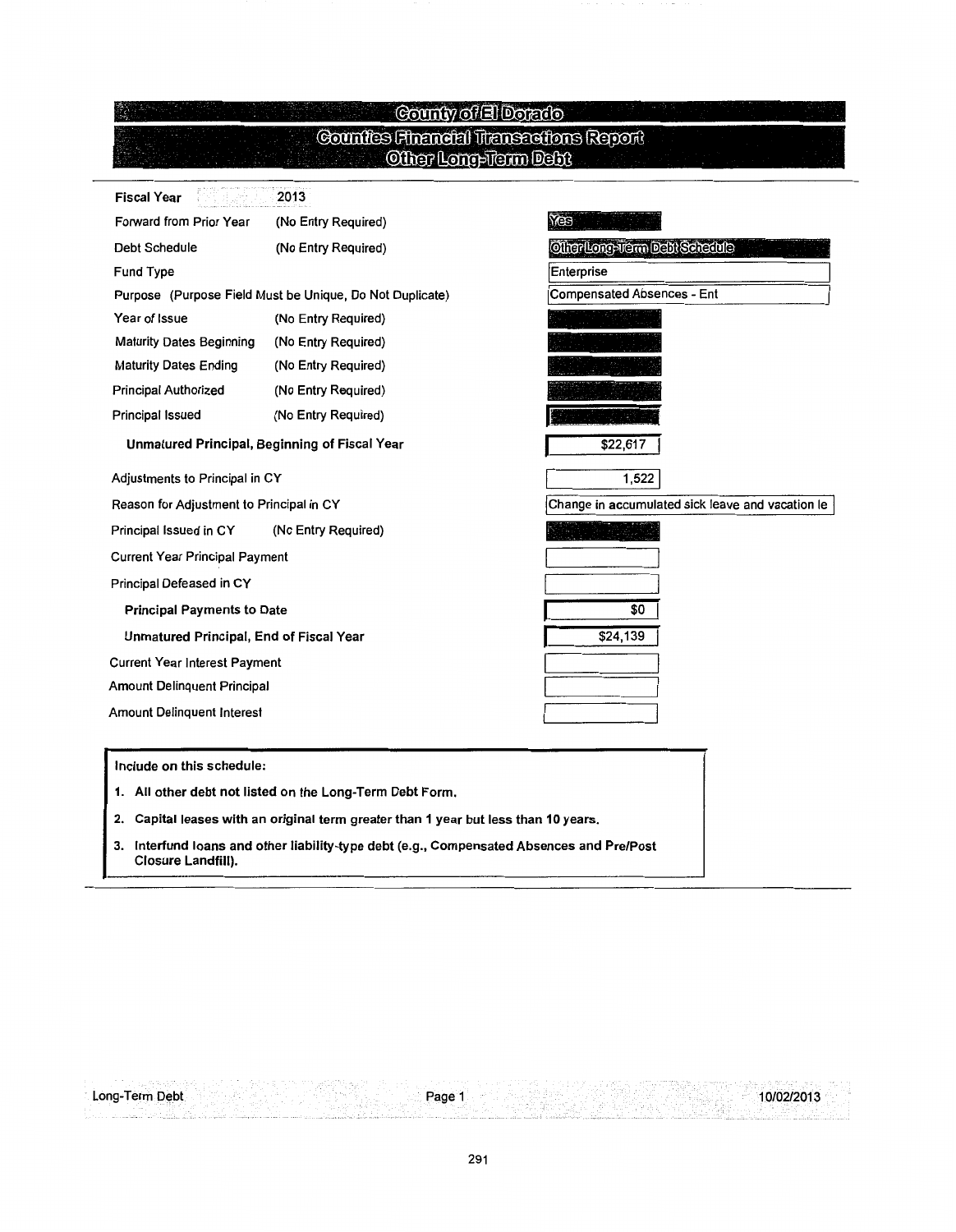# County of El Dorado

## Counties Financial Transactions Report

### Other Long-Term Debt

| Field | | Value |
|---|---|---|
| **Fiscal Year** | 2013 | |
| Forward from Prior Year | (No Entry Required) | Yes |
| Debt Schedule | (No Entry Required) | Other Long-Term Debt Schedule |
| Fund Type | | Enterprise |
| Purpose (Purpose Field Must be Unique, Do Not Duplicate) | | Compensated Absences - Ent |
| Year of Issue | (No Entry Required) | |
| Maturity Dates Beginning | (No Entry Required) | |
| Maturity Dates Ending | (No Entry Required) | |
| Principal Authorized | (No Entry Required) | |
| Principal Issued | (No Entry Required) | |
| **Unmatured Principal, Beginning of Fiscal Year** | | $22,617 |
| Adjustments to Principal in CY | | 1,522 |
| Reason for Adjustment to Principal in CY | | Change in accumulated sick leave and vacation le |
| Principal Issued in CY | (No Entry Required) | |
| Current Year Principal Payment | | |
| Principal Defeased in CY | | |
| **Principal Payments to Date** | | $0 |
| **Unmatured Principal, End of Fiscal Year** | | $24,139 |
| Current Year Interest Payment | | |
| Amount Delinquent Principal | | |
| Amount Delinquent Interest | | |

**Include on this schedule:**

1. **All other debt not listed on the Long-Term Debt Form.**
2. **Capital leases with an original term greater than 1 year but less than 10 years.**
3. **Interfund loans and other liability-type debt (e.g., Compensated Absences and Pre/Post Closure Landfill).**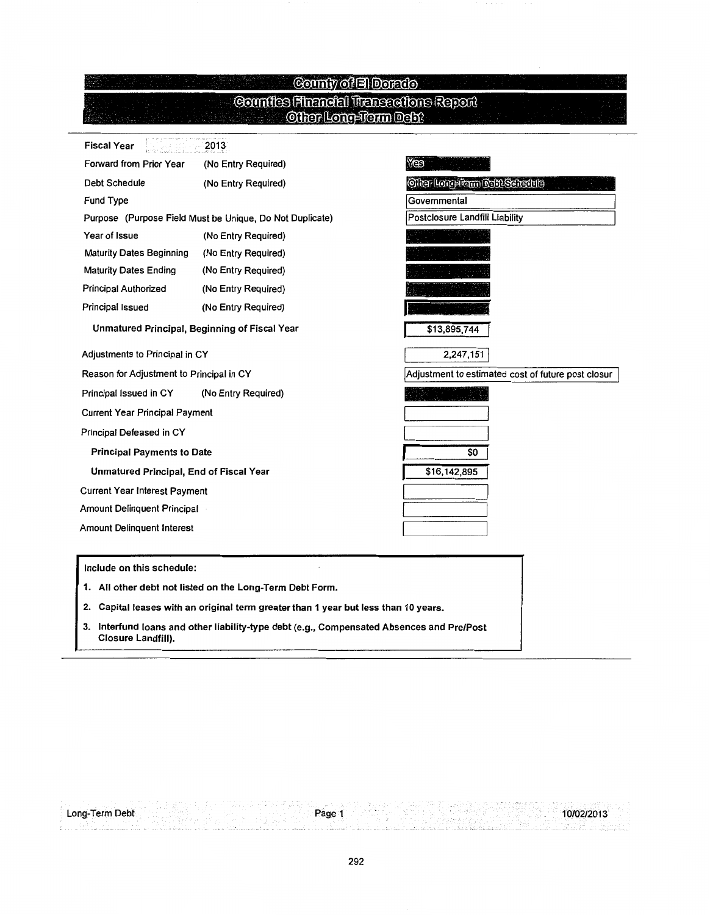# County of El Dorado

## Counties Financial Transactions Report

### Other Long-Term Debt

| Field | | Value |
|---|---|---|
| **Fiscal Year** | 2013 | |
| Forward from Prior Year | (No Entry Required) | Yes |
| Debt Schedule | (No Entry Required) | Other Long-Term Debt Schedule |
| Fund Type | | Governmental |
| Purpose (Purpose Field Must be Unique, Do Not Duplicate) | | Postclosure Landfill Liability |
| Year of Issue | (No Entry Required) | |
| Maturity Dates Beginning | (No Entry Required) | |
| Maturity Dates Ending | (No Entry Required) | |
| Principal Authorized | (No Entry Required) | |
| Principal Issued | (No Entry Required) | |
| **Unmatured Principal, Beginning of Fiscal Year** | | $13,895,744 |
| Adjustments to Principal in CY | | 2,247,151 |
| Reason for Adjustment to Principal in CY | | Adjustment to estimated cost of future post closur |
| Principal Issued in CY | (No Entry Required) | |
| Current Year Principal Payment | | |
| Principal Defeased in CY | | |
| **Principal Payments to Date** | | $0 |
| **Unmatured Principal, End of Fiscal Year** | | $16,142,895 |
| Current Year Interest Payment | | |
| Amount Delinquent Principal | | |
| Amount Delinquent Interest | | |

**Include on this schedule:**

1. **All other debt not listed on the Long-Term Debt Form.**
2. **Capital leases with an original term greater than 1 year but less than 10 years.**
3. **Interfund loans and other liability-type debt (e.g., Compensated Absences and Pre/Post Closure Landfill).**

Long-Term Debt Page 1 10/02/2013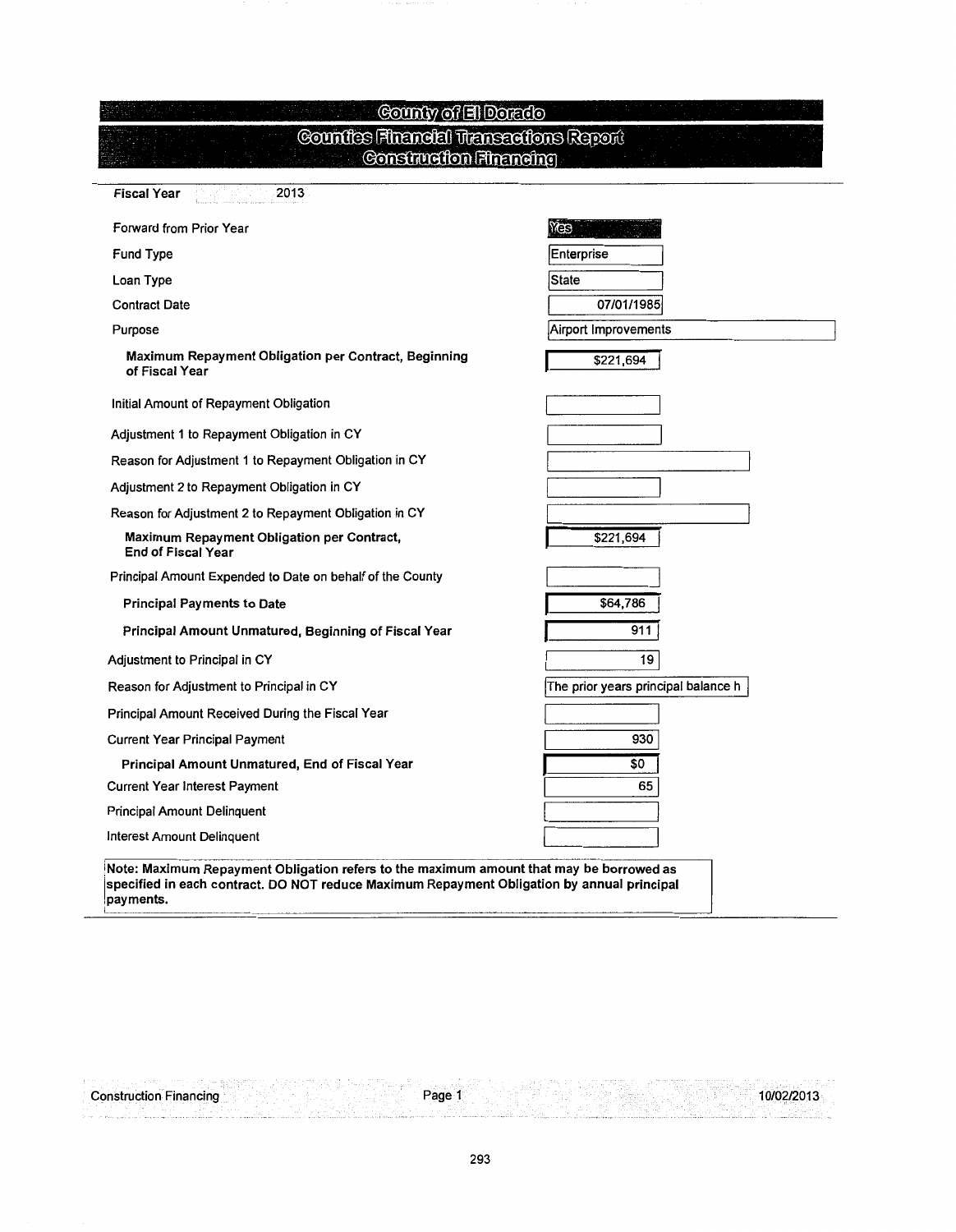# County of El Dorado

## Counties Financial Transactions Report

### Construction Financing

**Fiscal Year** 2013

| Field | Value |
|---|---|
| Forward from Prior Year | Yes |
| Fund Type | Enterprise |
| Loan Type | State |
| Contract Date | 07/01/1985 |
| Purpose | Airport Improvements |
| **Maximum Repayment Obligation per Contract, Beginning of Fiscal Year** | $221,694 |
| Initial Amount of Repayment Obligation | |
| Adjustment 1 to Repayment Obligation in CY | |
| Reason for Adjustment 1 to Repayment Obligation in CY | |
| Adjustment 2 to Repayment Obligation in CY | |
| Reason for Adjustment 2 to Repayment Obligation in CY | |
| **Maximum Repayment Obligation per Contract, End of Fiscal Year** | $221,694 |
| Principal Amount Expended to Date on behalf of the County | |
| **Principal Payments to Date** | $64,786 |
| **Principal Amount Unmatured, Beginning of Fiscal Year** | 911 |
| Adjustment to Principal in CY | 19 |
| Reason for Adjustment to Principal in CY | The prior years principal balance h |
| Principal Amount Received During the Fiscal Year | |
| Current Year Principal Payment | 930 |
| **Principal Amount Unmatured, End of Fiscal Year** | $0 |
| Current Year Interest Payment | 65 |
| Principal Amount Delinquent | |
| Interest Amount Delinquent | |

**Note: Maximum Repayment Obligation refers to the maximum amount that may be borrowed as specified in each contract. DO NOT reduce Maximum Repayment Obligation by annual principal payments.**